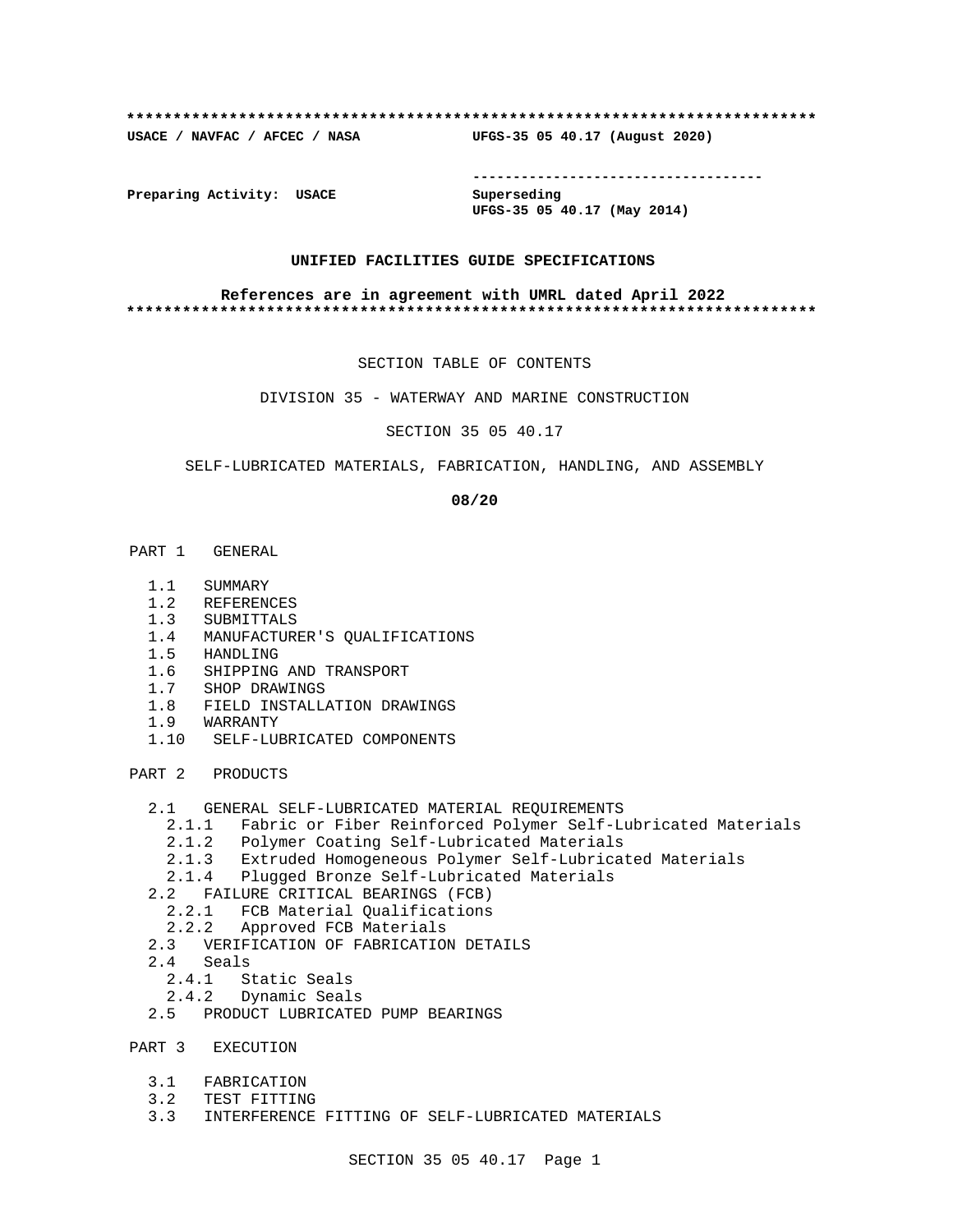**************************************************************************
**USACE / NAVFAC / AFCEC / NASA** **UFGS-35 05 40.17 (August 2020)**

-----------------------------------

**Preparing Activity: USACE** **Superseding**
**UFGS-35 05 40.17 (May 2014)**

**UNIFIED FACILITIES GUIDE SPECIFICATIONS**

**References are in agreement with UMRL dated April 2022**
**************************************************************************

SECTION TABLE OF CONTENTS

DIVISION 35 - WATERWAY AND MARINE CONSTRUCTION

SECTION 35 05 40.17

SELF-LUBRICATED MATERIALS, FABRICATION, HANDLING, AND ASSEMBLY

**08/20**

PART 1 GENERAL

- 1.1 SUMMARY
- 1.2 REFERENCES
- 1.3 SUBMITTALS
- 1.4 MANUFACTURER'S QUALIFICATIONS
- 1.5 HANDLING
- 1.6 SHIPPING AND TRANSPORT
- 1.7 SHOP DRAWINGS
- 1.8 FIELD INSTALLATION DRAWINGS
- 1.9 WARRANTY
- 1.10 SELF-LUBRICATED COMPONENTS

PART 2 PRODUCTS

- 2.1 GENERAL SELF-LUBRICATED MATERIAL REQUIREMENTS
  - 2.1.1 Fabric or Fiber Reinforced Polymer Self-Lubricated Materials
  - 2.1.2 Polymer Coating Self-Lubricated Materials
  - 2.1.3 Extruded Homogeneous Polymer Self-Lubricated Materials
  - 2.1.4 Plugged Bronze Self-Lubricated Materials
- 2.2 FAILURE CRITICAL BEARINGS (FCB)
  - 2.2.1 FCB Material Qualifications
  - 2.2.2 Approved FCB Materials
- 2.3 VERIFICATION OF FABRICATION DETAILS
- 2.4 Seals
  - 2.4.1 Static Seals
  - 2.4.2 Dynamic Seals
- 2.5 PRODUCT LUBRICATED PUMP BEARINGS

PART 3 EXECUTION

- 3.1 FABRICATION
- 3.2 TEST FITTING
- 3.3 INTERFERENCE FITTING OF SELF-LUBRICATED MATERIALS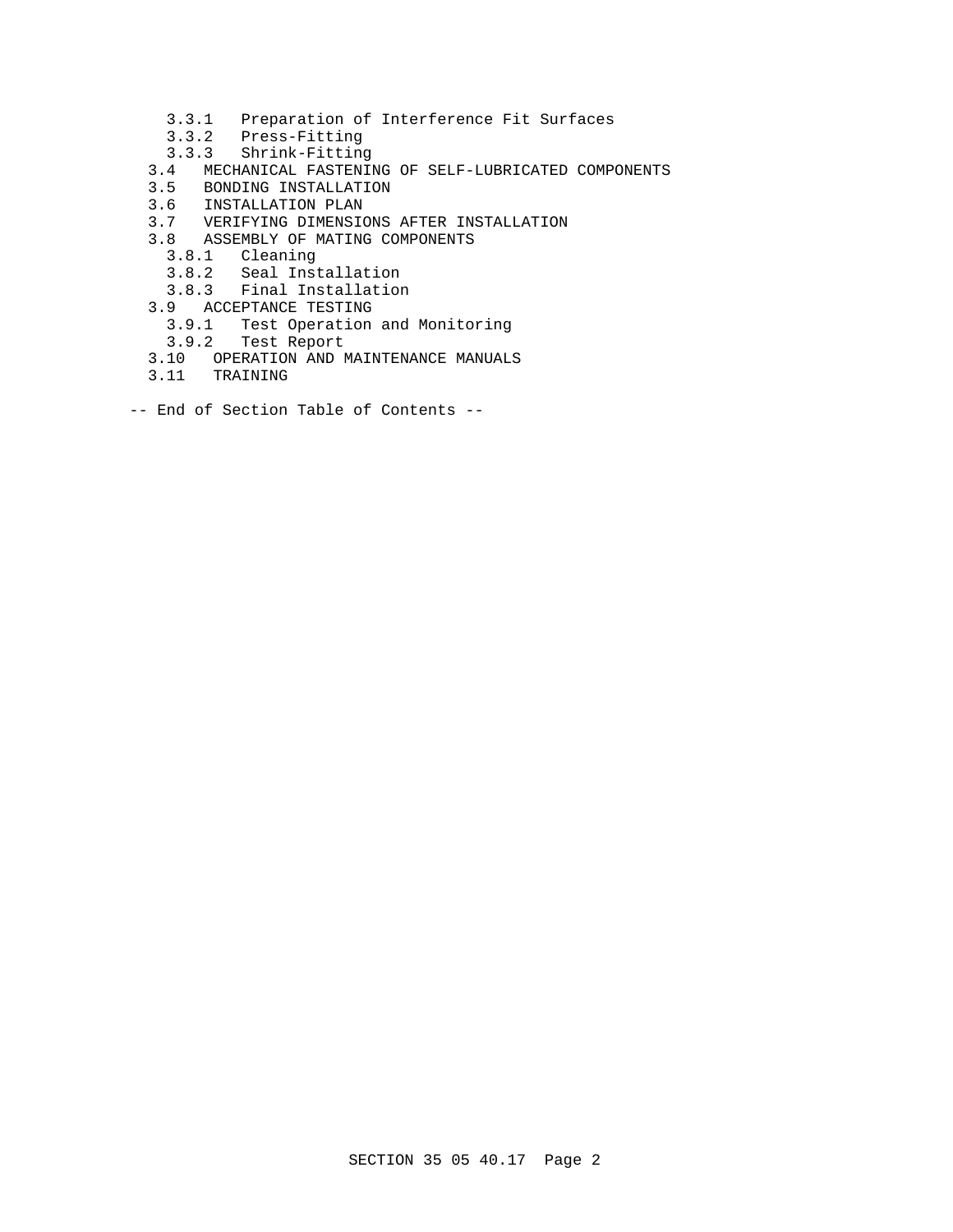3.3.1 Preparation of Interference Fit Surfaces
3.3.2 Press-Fitting
3.3.3 Shrink-Fitting
3.4 MECHANICAL FASTENING OF SELF-LUBRICATED COMPONENTS
3.5 BONDING INSTALLATION
3.6 INSTALLATION PLAN
3.7 VERIFYING DIMENSIONS AFTER INSTALLATION
3.8 ASSEMBLY OF MATING COMPONENTS
3.8.1 Cleaning
3.8.2 Seal Installation
3.8.3 Final Installation
3.9 ACCEPTANCE TESTING
3.9.1 Test Operation and Monitoring
3.9.2 Test Report
3.10 OPERATION AND MAINTENANCE MANUALS
3.11 TRAINING

-- End of Section Table of Contents --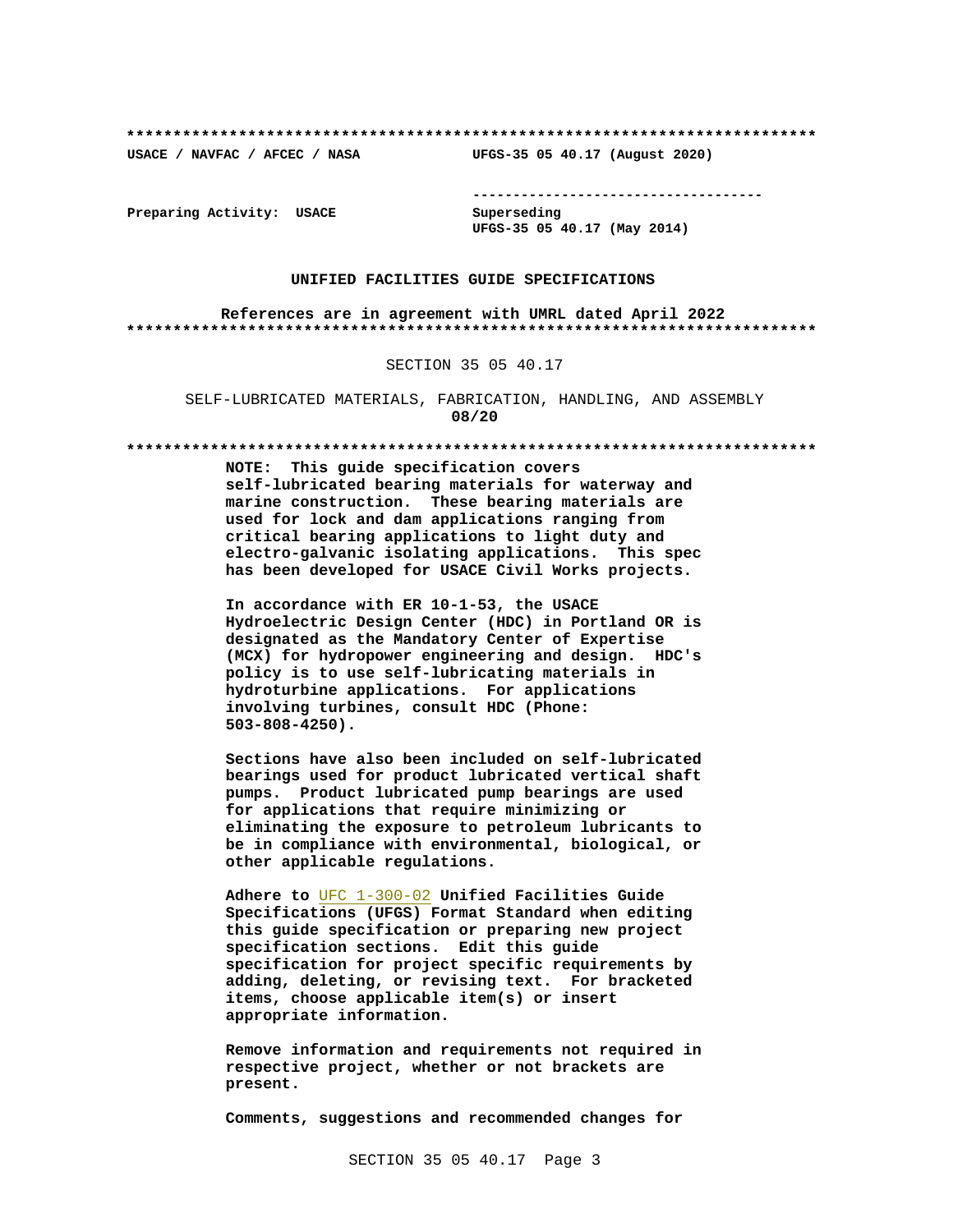**************************************************************************

**USACE / NAVFAC / AFCEC / NASA** **UFGS-35 05 40.17 (August 2020)**

-----------------------------------

**Preparing Activity: USACE** **Superseding**
**UFGS-35 05 40.17 (May 2014)**

**UNIFIED FACILITIES GUIDE SPECIFICATIONS**

**References are in agreement with UMRL dated April 2022**

**************************************************************************

SECTION 35 05 40.17

SELF-LUBRICATED MATERIALS, FABRICATION, HANDLING, AND ASSEMBLY
**08/20**

**************************************************************************

**NOTE: This guide specification covers self-lubricated bearing materials for waterway and marine construction. These bearing materials are used for lock and dam applications ranging from critical bearing applications to light duty and electro-galvanic isolating applications. This spec has been developed for USACE Civil Works projects.**

**In accordance with ER 10-1-53, the USACE Hydroelectric Design Center (HDC) in Portland OR is designated as the Mandatory Center of Expertise (MCX) for hydropower engineering and design. HDC's policy is to use self-lubricating materials in hydroturbine applications. For applications involving turbines, consult HDC (Phone: 503-808-4250).**

**Sections have also been included on self-lubricated bearings used for product lubricated vertical shaft pumps. Product lubricated pump bearings are used for applications that require minimizing or eliminating the exposure to petroleum lubricants to be in compliance with environmental, biological, or other applicable regulations.**

**Adhere to** UFC 1-300-02 **Unified Facilities Guide Specifications (UFGS) Format Standard when editing this guide specification or preparing new project specification sections. Edit this guide specification for project specific requirements by adding, deleting, or revising text. For bracketed items, choose applicable item(s) or insert appropriate information.**

**Remove information and requirements not required in respective project, whether or not brackets are present.**

**Comments, suggestions and recommended changes for**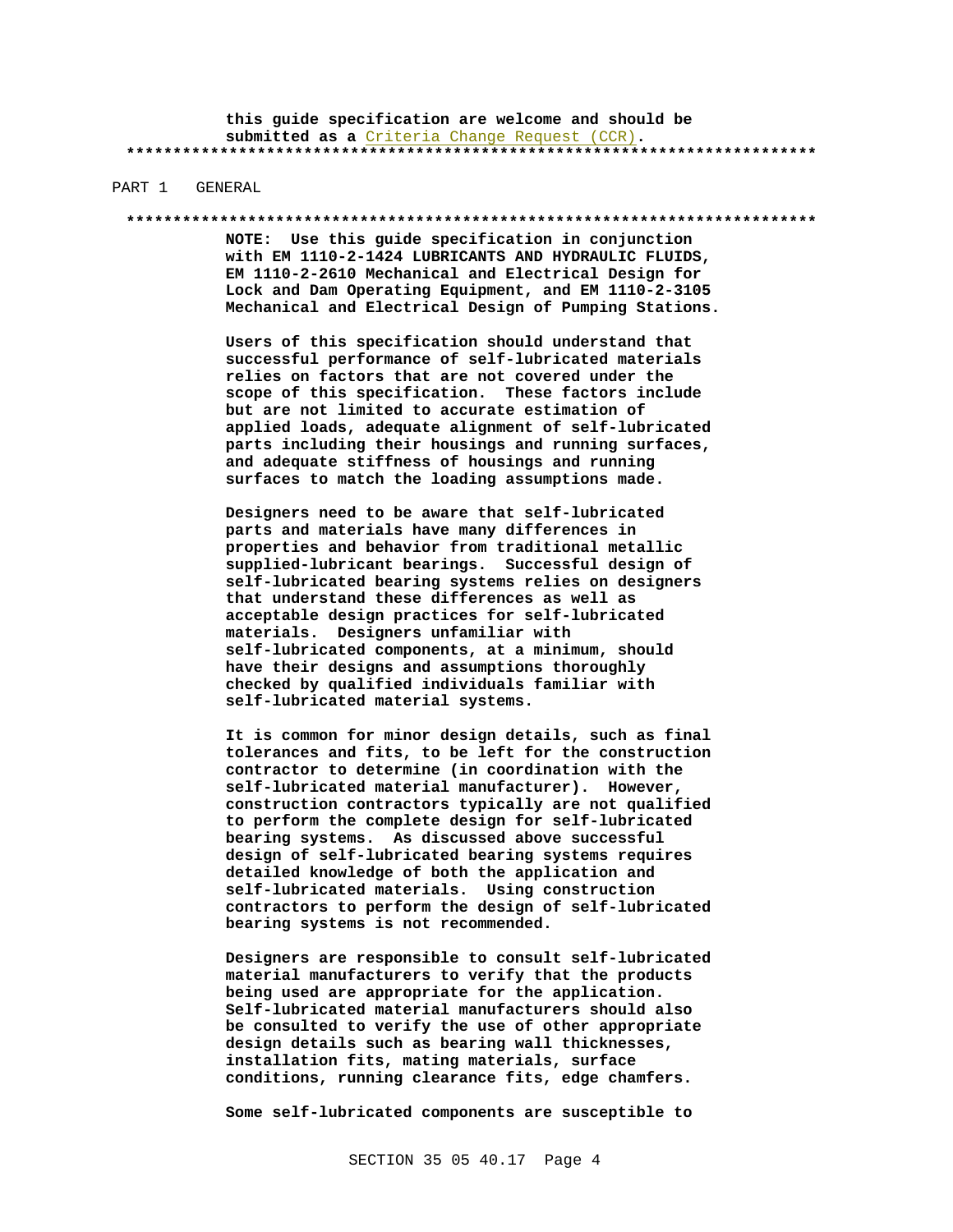**this guide specification are welcome and should be submitted as a Criteria Change Request (CCR).**

**************************************************************************

PART 1 GENERAL

**************************************************************************

**NOTE: Use this guide specification in conjunction with EM 1110-2-1424 LUBRICANTS AND HYDRAULIC FLUIDS, EM 1110-2-2610 Mechanical and Electrical Design for Lock and Dam Operating Equipment, and EM 1110-2-3105 Mechanical and Electrical Design of Pumping Stations.**

**Users of this specification should understand that successful performance of self-lubricated materials relies on factors that are not covered under the scope of this specification. These factors include but are not limited to accurate estimation of applied loads, adequate alignment of self-lubricated parts including their housings and running surfaces, and adequate stiffness of housings and running surfaces to match the loading assumptions made.**

**Designers need to be aware that self-lubricated parts and materials have many differences in properties and behavior from traditional metallic supplied-lubricant bearings. Successful design of self-lubricated bearing systems relies on designers that understand these differences as well as acceptable design practices for self-lubricated materials. Designers unfamiliar with self-lubricated components, at a minimum, should have their designs and assumptions thoroughly checked by qualified individuals familiar with self-lubricated material systems.**

**It is common for minor design details, such as final tolerances and fits, to be left for the construction contractor to determine (in coordination with the self-lubricated material manufacturer). However, construction contractors typically are not qualified to perform the complete design for self-lubricated bearing systems. As discussed above successful design of self-lubricated bearing systems requires detailed knowledge of both the application and self-lubricated materials. Using construction contractors to perform the design of self-lubricated bearing systems is not recommended.**

**Designers are responsible to consult self-lubricated material manufacturers to verify that the products being used are appropriate for the application. Self-lubricated material manufacturers should also be consulted to verify the use of other appropriate design details such as bearing wall thicknesses, installation fits, mating materials, surface conditions, running clearance fits, edge chamfers.**

**Some self-lubricated components are susceptible to**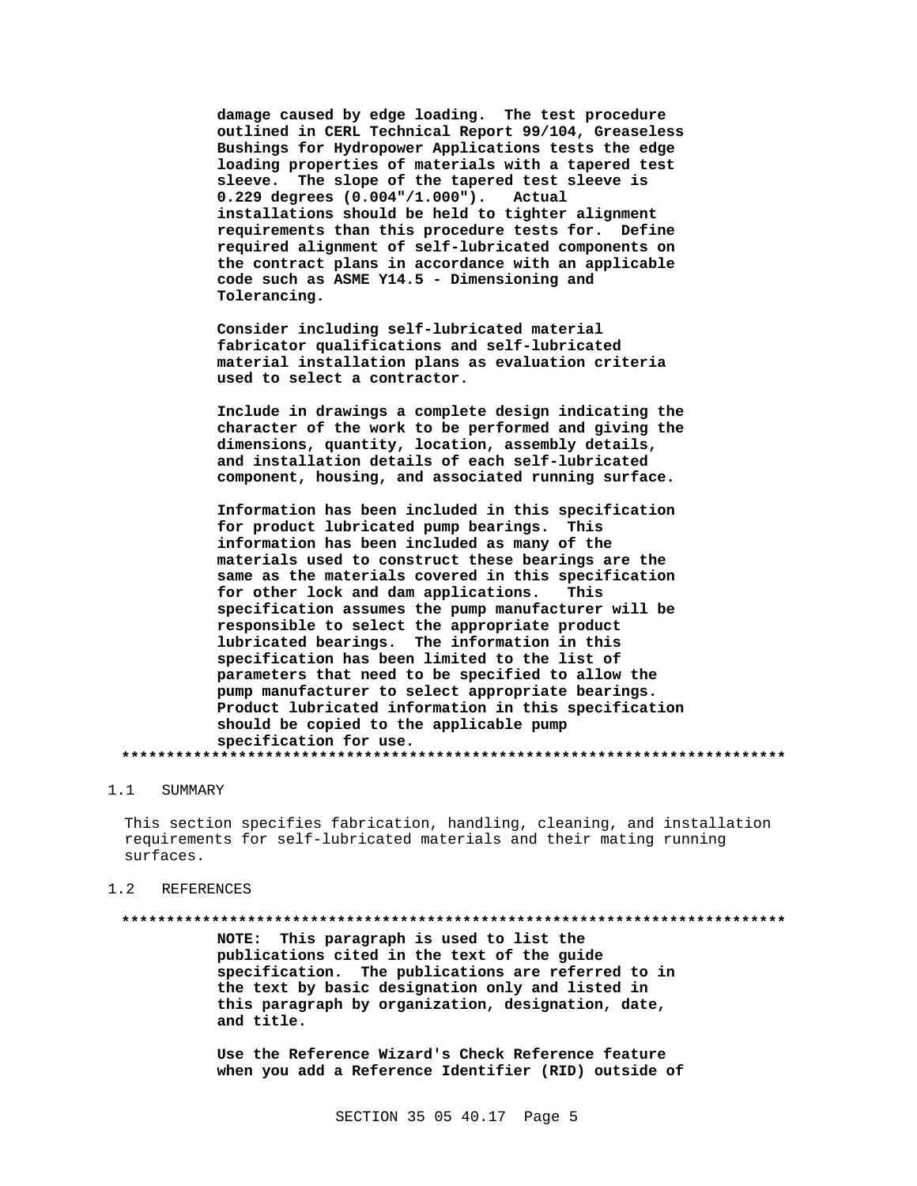**damage caused by edge loading. The test procedure outlined in CERL Technical Report 99/104, Greaseless Bushings for Hydropower Applications tests the edge loading properties of materials with a tapered test sleeve. The slope of the tapered test sleeve is 0.229 degrees (0.004"/1.000"). Actual installations should be held to tighter alignment requirements than this procedure tests for. Define required alignment of self-lubricated components on the contract plans in accordance with an applicable code such as ASME Y14.5 - Dimensioning and Tolerancing.**

**Consider including self-lubricated material fabricator qualifications and self-lubricated material installation plans as evaluation criteria used to select a contractor.**

**Include in drawings a complete design indicating the character of the work to be performed and giving the dimensions, quantity, location, assembly details, and installation details of each self-lubricated component, housing, and associated running surface.**

**Information has been included in this specification for product lubricated pump bearings. This information has been included as many of the materials used to construct these bearings are the same as the materials covered in this specification for other lock and dam applications. This specification assumes the pump manufacturer will be responsible to select the appropriate product lubricated bearings. The information in this specification has been limited to the list of parameters that need to be specified to allow the pump manufacturer to select appropriate bearings. Product lubricated information in this specification should be copied to the applicable pump specification for use.**

**************************************************************************

## 1.1 SUMMARY

This section specifies fabrication, handling, cleaning, and installation requirements for self-lubricated materials and their mating running surfaces.

## 1.2 REFERENCES

**************************************************************************

**NOTE: This paragraph is used to list the publications cited in the text of the guide specification. The publications are referred to in the text by basic designation only and listed in this paragraph by organization, designation, date, and title.**

**Use the Reference Wizard's Check Reference feature when you add a Reference Identifier (RID) outside of**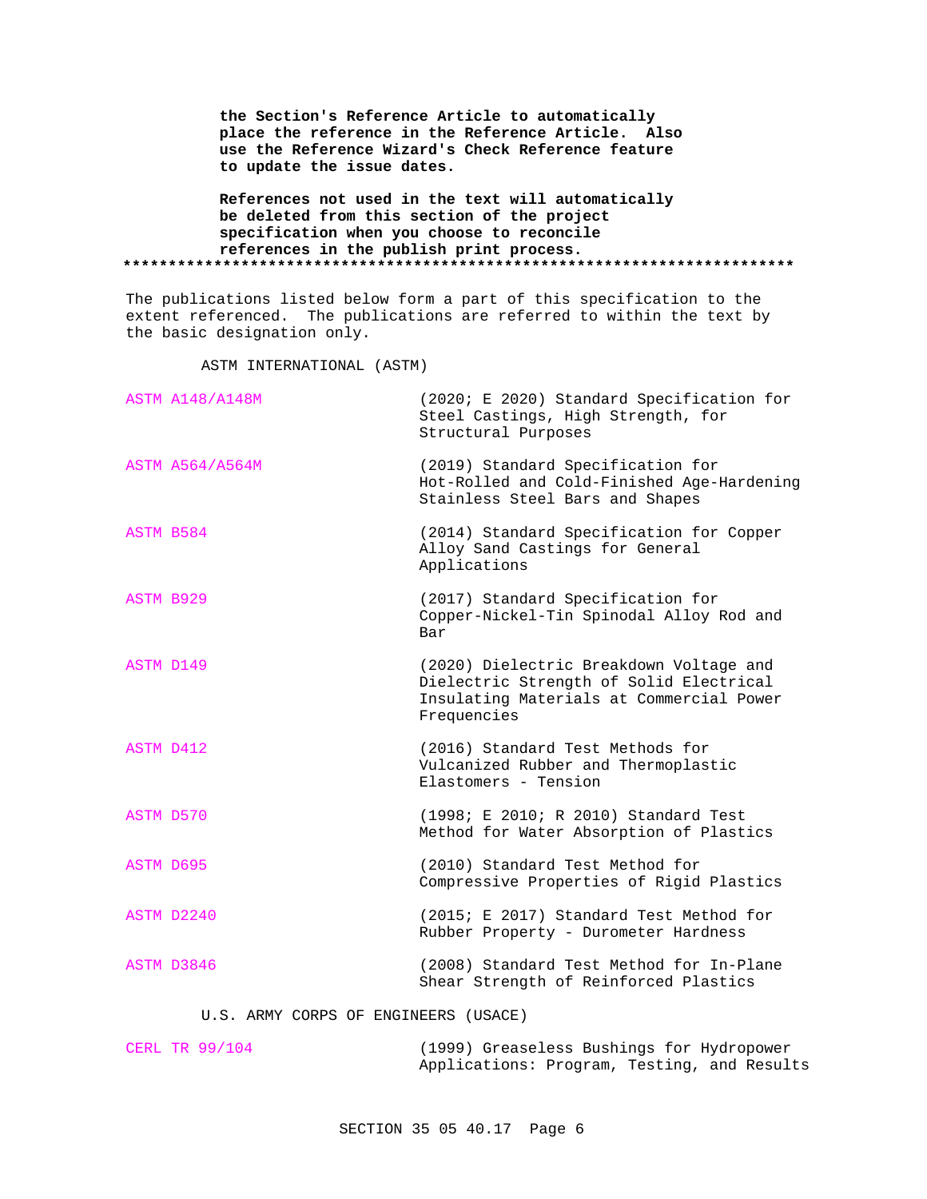**the Section's Reference Article to automatically place the reference in the Reference Article. Also use the Reference Wizard's Check Reference feature to update the issue dates.**

**References not used in the text will automatically be deleted from this section of the project specification when you choose to reconcile references in the publish print process.**

**************************************************************************

The publications listed below form a part of this specification to the extent referenced. The publications are referred to within the text by the basic designation only.

ASTM INTERNATIONAL (ASTM)

| | |
|---|---|
| ASTM A148/A148M | (2020; E 2020) Standard Specification for Steel Castings, High Strength, for Structural Purposes |
| ASTM A564/A564M | (2019) Standard Specification for Hot-Rolled and Cold-Finished Age-Hardening Stainless Steel Bars and Shapes |
| ASTM B584 | (2014) Standard Specification for Copper Alloy Sand Castings for General Applications |
| ASTM B929 | (2017) Standard Specification for Copper-Nickel-Tin Spinodal Alloy Rod and Bar |
| ASTM D149 | (2020) Dielectric Breakdown Voltage and Dielectric Strength of Solid Electrical Insulating Materials at Commercial Power Frequencies |
| ASTM D412 | (2016) Standard Test Methods for Vulcanized Rubber and Thermoplastic Elastomers - Tension |
| ASTM D570 | (1998; E 2010; R 2010) Standard Test Method for Water Absorption of Plastics |
| ASTM D695 | (2010) Standard Test Method for Compressive Properties of Rigid Plastics |
| ASTM D2240 | (2015; E 2017) Standard Test Method for Rubber Property - Durometer Hardness |
| ASTM D3846 | (2008) Standard Test Method for In-Plane Shear Strength of Reinforced Plastics |

U.S. ARMY CORPS OF ENGINEERS (USACE)

| | |
|---|---|
| CERL TR 99/104 | (1999) Greaseless Bushings for Hydropower Applications: Program, Testing, and Results |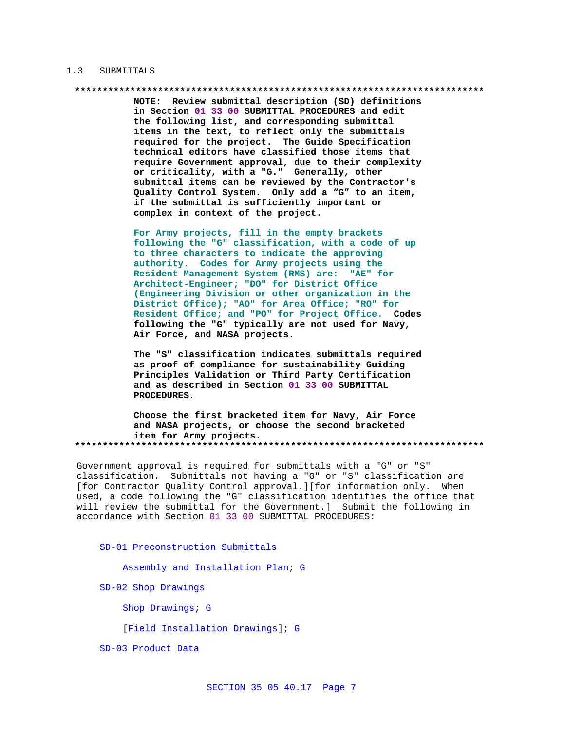## 1.3 SUBMITTALS

**************************************************************************

**NOTE: Review submittal description (SD) definitions in Section 01 33 00 SUBMITTAL PROCEDURES and edit the following list, and corresponding submittal items in the text, to reflect only the submittals required for the project. The Guide Specification technical editors have classified those items that require Government approval, due to their complexity or criticality, with a "G." Generally, other submittal items can be reviewed by the Contractor's Quality Control System. Only add a "G" to an item, if the submittal is sufficiently important or complex in context of the project.**

**For Army projects, fill in the empty brackets following the "G" classification, with a code of up to three characters to indicate the approving authority. Codes for Army projects using the Resident Management System (RMS) are: "AE" for Architect-Engineer; "DO" for District Office (Engineering Division or other organization in the District Office); "AO" for Area Office; "RO" for Resident Office; and "PO" for Project Office. Codes following the "G" typically are not used for Navy, Air Force, and NASA projects.**

**The "S" classification indicates submittals required as proof of compliance for sustainability Guiding Principles Validation or Third Party Certification and as described in Section 01 33 00 SUBMITTAL PROCEDURES.**

**Choose the first bracketed item for Navy, Air Force and NASA projects, or choose the second bracketed item for Army projects.**

**************************************************************************

Government approval is required for submittals with a "G" or "S" classification. Submittals not having a "G" or "S" classification are [for Contractor Quality Control approval.][for information only. When used, a code following the "G" classification identifies the office that will review the submittal for the Government.] Submit the following in accordance with Section 01 33 00 SUBMITTAL PROCEDURES:

SD-01 Preconstruction Submittals

Assembly and Installation Plan; G

SD-02 Shop Drawings

Shop Drawings; G

[Field Installation Drawings]; G

SD-03 Product Data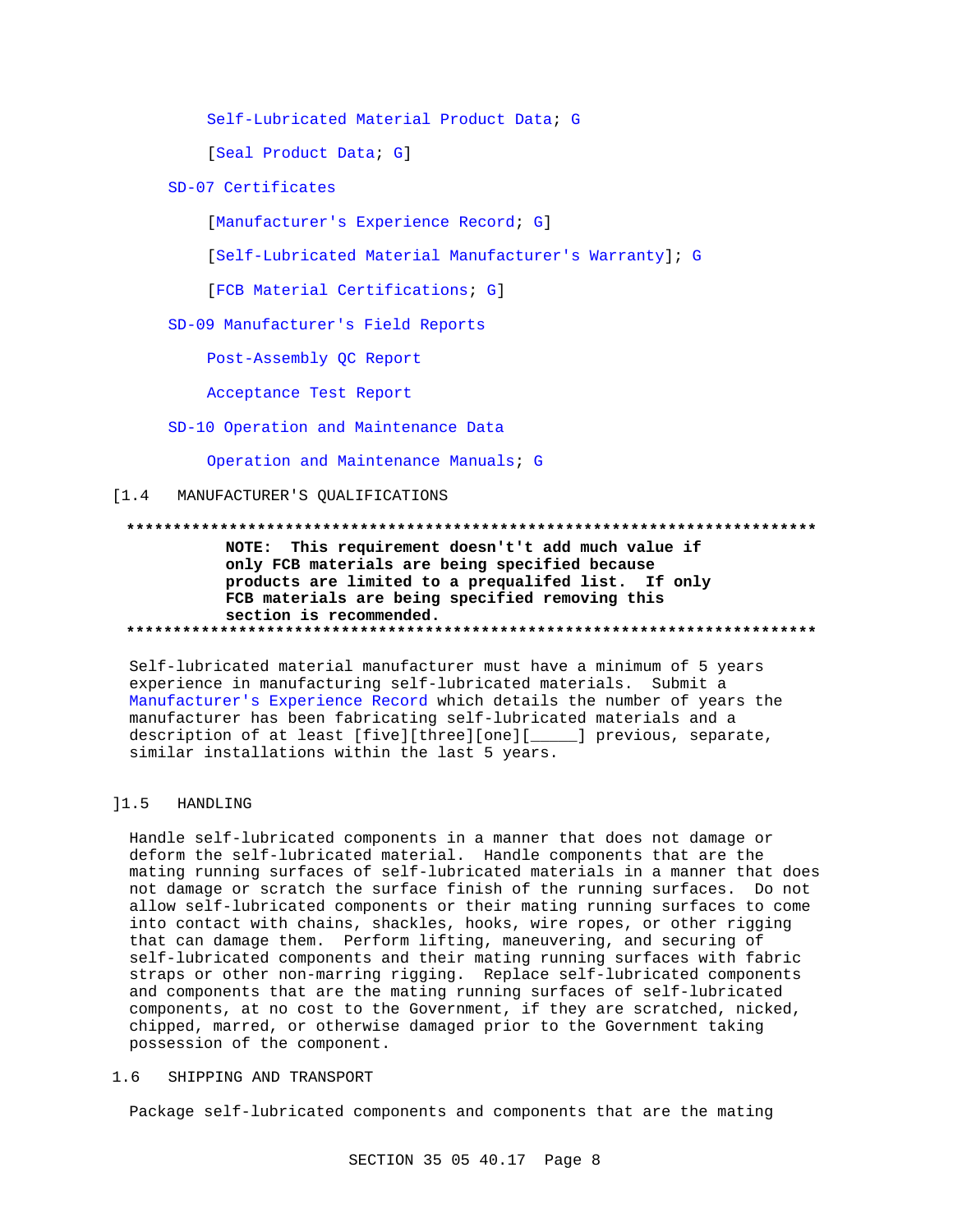Self-Lubricated Material Product Data; G

[Seal Product Data; G]

SD-07 Certificates

[Manufacturer's Experience Record; G]

[Self-Lubricated Material Manufacturer's Warranty]; G

[FCB Material Certifications; G]

SD-09 Manufacturer's Field Reports

Post-Assembly QC Report

Acceptance Test Report

SD-10 Operation and Maintenance Data

Operation and Maintenance Manuals; G

[1.4 MANUFACTURER'S QUALIFICATIONS

**************************************************************************

**NOTE: This requirement doesn't't add much value if only FCB materials are being specified because products are limited to a prequalifed list. If only FCB materials are being specified removing this section is recommended.**

**************************************************************************

Self-lubricated material manufacturer must have a minimum of 5 years experience in manufacturing self-lubricated materials. Submit a Manufacturer's Experience Record which details the number of years the manufacturer has been fabricating self-lubricated materials and a description of at least [five][three][one][_____] previous, separate, similar installations within the last 5 years.

]1.5 HANDLING

Handle self-lubricated components in a manner that does not damage or deform the self-lubricated material. Handle components that are the mating running surfaces of self-lubricated materials in a manner that does not damage or scratch the surface finish of the running surfaces. Do not allow self-lubricated components or their mating running surfaces to come into contact with chains, shackles, hooks, wire ropes, or other rigging that can damage them. Perform lifting, maneuvering, and securing of self-lubricated components and their mating running surfaces with fabric straps or other non-marring rigging. Replace self-lubricated components and components that are the mating running surfaces of self-lubricated components, at no cost to the Government, if they are scratched, nicked, chipped, marred, or otherwise damaged prior to the Government taking possession of the component.

1.6 SHIPPING AND TRANSPORT

Package self-lubricated components and components that are the mating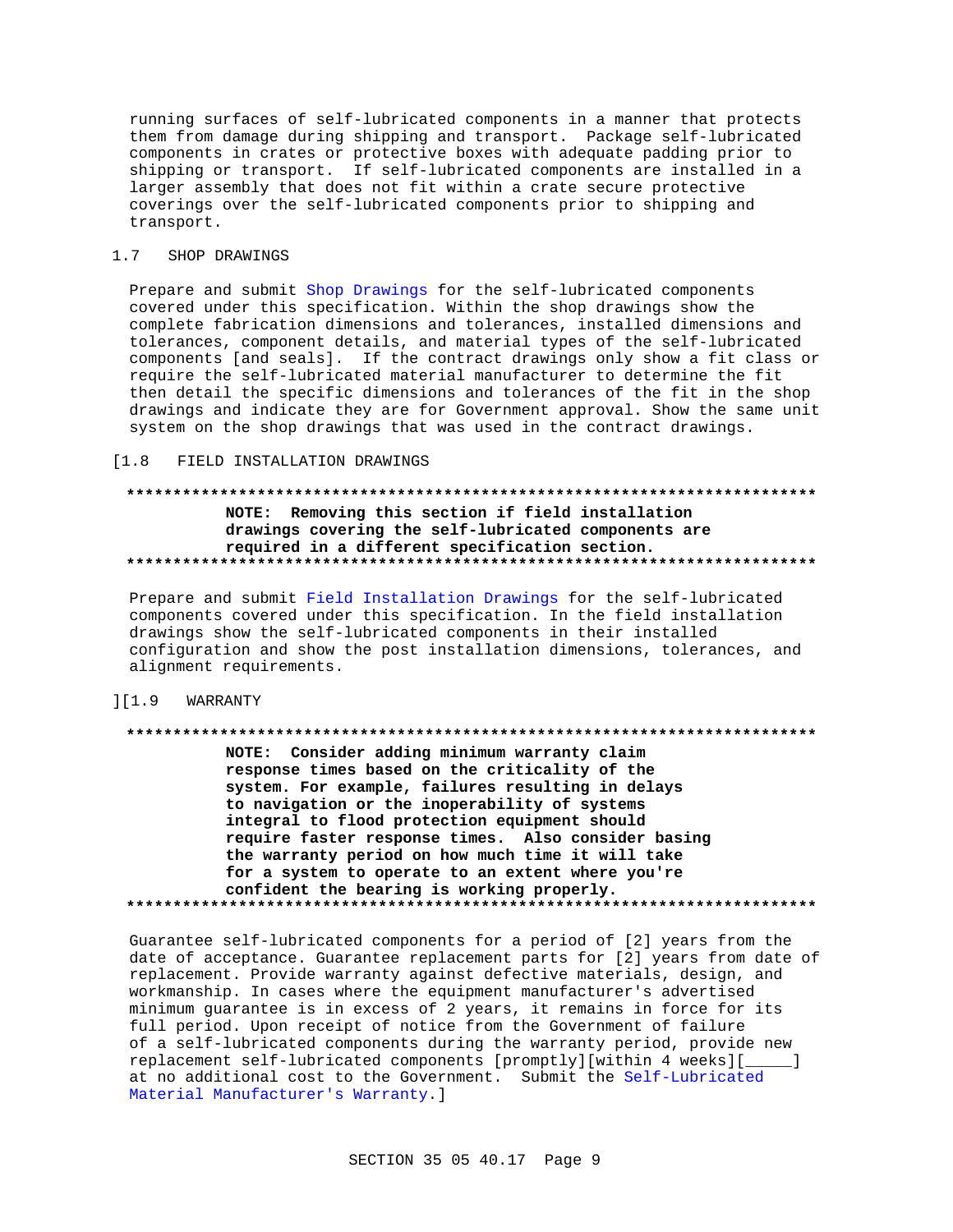running surfaces of self-lubricated components in a manner that protects them from damage during shipping and transport. Package self-lubricated components in crates or protective boxes with adequate padding prior to shipping or transport. If self-lubricated components are installed in a larger assembly that does not fit within a crate secure protective coverings over the self-lubricated components prior to shipping and transport.

## 1.7 SHOP DRAWINGS

Prepare and submit Shop Drawings for the self-lubricated components covered under this specification. Within the shop drawings show the complete fabrication dimensions and tolerances, installed dimensions and tolerances, component details, and material types of the self-lubricated components [and seals]. If the contract drawings only show a fit class or require the self-lubricated material manufacturer to determine the fit then detail the specific dimensions and tolerances of the fit in the shop drawings and indicate they are for Government approval. Show the same unit system on the shop drawings that was used in the contract drawings.

## [1.8 FIELD INSTALLATION DRAWINGS

**************************************************************************

**NOTE: Removing this section if field installation drawings covering the self-lubricated components are required in a different specification section.**

**************************************************************************

Prepare and submit Field Installation Drawings for the self-lubricated components covered under this specification. In the field installation drawings show the self-lubricated components in their installed configuration and show the post installation dimensions, tolerances, and alignment requirements.

## ][1.9 WARRANTY

**************************************************************************

**NOTE: Consider adding minimum warranty claim response times based on the criticality of the system. For example, failures resulting in delays to navigation or the inoperability of systems integral to flood protection equipment should require faster response times. Also consider basing the warranty period on how much time it will take for a system to operate to an extent where you're confident the bearing is working properly.**

**************************************************************************

Guarantee self-lubricated components for a period of [2] years from the date of acceptance. Guarantee replacement parts for [2] years from date of replacement. Provide warranty against defective materials, design, and workmanship. In cases where the equipment manufacturer's advertised minimum guarantee is in excess of 2 years, it remains in force for its full period. Upon receipt of notice from the Government of failure of a self-lubricated components during the warranty period, provide new replacement self-lubricated components [promptly][within 4 weeks][_____] at no additional cost to the Government. Submit the Self-Lubricated Material Manufacturer's Warranty.]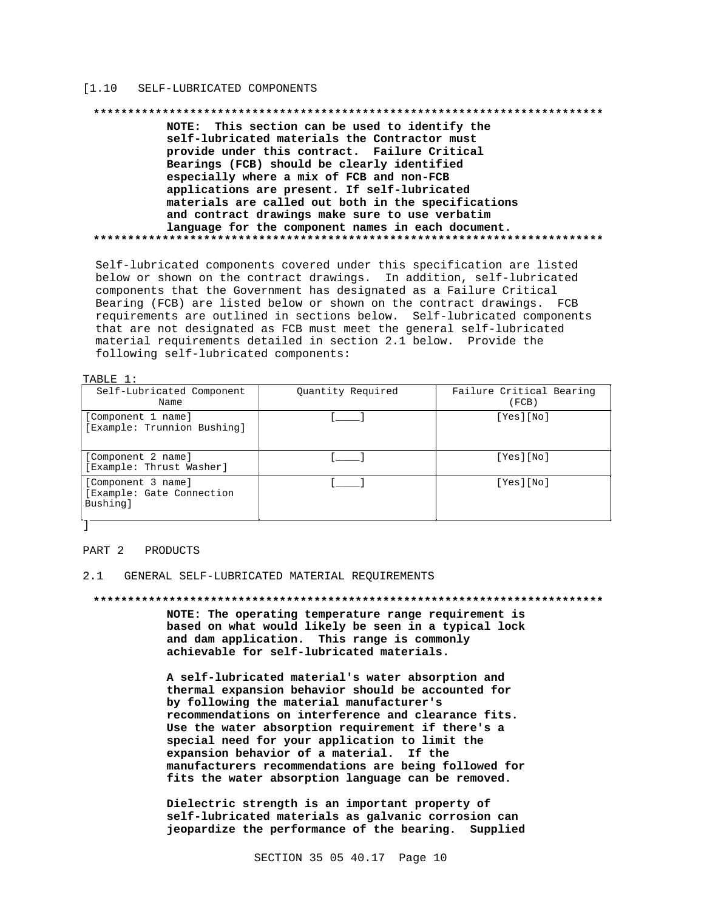[1.10 SELF-LUBRICATED COMPONENTS

**************************************************************************

**NOTE: This section can be used to identify the self-lubricated materials the Contractor must provide under this contract. Failure Critical Bearings (FCB) should be clearly identified especially where a mix of FCB and non-FCB applications are present. If self-lubricated materials are called out both in the specifications and contract drawings make sure to use verbatim language for the component names in each document.**

**************************************************************************

Self-lubricated components covered under this specification are listed below or shown on the contract drawings. In addition, self-lubricated components that the Government has designated as a Failure Critical Bearing (FCB) are listed below or shown on the contract drawings. FCB requirements are outlined in sections below. Self-lubricated components that are not designated as FCB must meet the general self-lubricated material requirements detailed in section 2.1 below. Provide the following self-lubricated components:

TABLE 1:

| Self-Lubricated Component Name | Quantity Required | Failure Critical Bearing (FCB) |
|---|---|---|
| [Component 1 name] [Example: Trunnion Bushing] | [____] | [Yes][No] |
| [Component 2 name] [Example: Thrust Washer] | [____] | [Yes][No] |
| [Component 3 name] [Example: Gate Connection Bushing] | [____] | [Yes][No] |

]

## PART 2 PRODUCTS

### 2.1 GENERAL SELF-LUBRICATED MATERIAL REQUIREMENTS

**************************************************************************

**NOTE: The operating temperature range requirement is based on what would likely be seen in a typical lock and dam application. This range is commonly achievable for self-lubricated materials.**

**A self-lubricated material's water absorption and thermal expansion behavior should be accounted for by following the material manufacturer's recommendations on interference and clearance fits. Use the water absorption requirement if there's a special need for your application to limit the expansion behavior of a material. If the manufacturers recommendations are being followed for fits the water absorption language can be removed.**

**Dielectric strength is an important property of self-lubricated materials as galvanic corrosion can jeopardize the performance of the bearing. Supplied**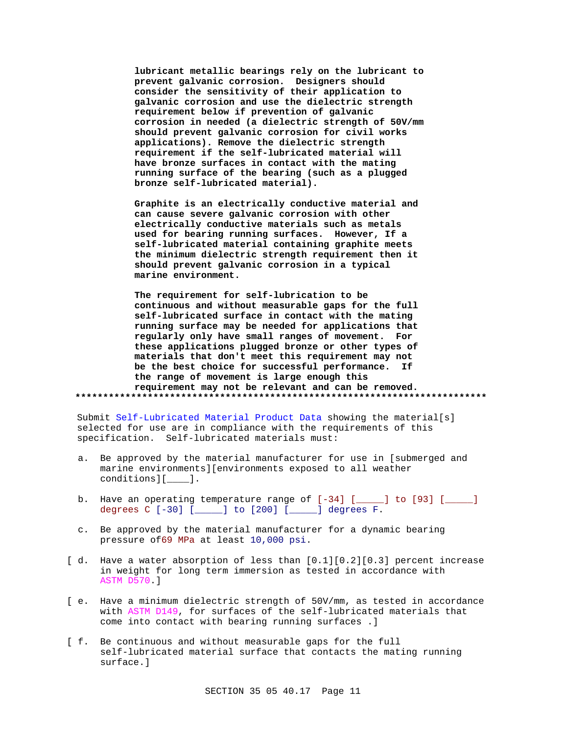**lubricant metallic bearings rely on the lubricant to prevent galvanic corrosion. Designers should consider the sensitivity of their application to galvanic corrosion and use the dielectric strength requirement below if prevention of galvanic corrosion in needed (a dielectric strength of 50V/mm should prevent galvanic corrosion for civil works applications). Remove the dielectric strength requirement if the self-lubricated material will have bronze surfaces in contact with the mating running surface of the bearing (such as a plugged bronze self-lubricated material).**

**Graphite is an electrically conductive material and can cause severe galvanic corrosion with other electrically conductive materials such as metals used for bearing running surfaces. However, If a self-lubricated material containing graphite meets the minimum dielectric strength requirement then it should prevent galvanic corrosion in a typical marine environment.**

**The requirement for self-lubrication to be continuous and without measurable gaps for the full self-lubricated surface in contact with the mating running surface may be needed for applications that regularly only have small ranges of movement. For these applications plugged bronze or other types of materials that don't meet this requirement may not be the best choice for successful performance. If the range of movement is large enough this requirement may not be relevant and can be removed.**

**************************************************************************

Submit Self-Lubricated Material Product Data showing the material[s] selected for use are in compliance with the requirements of this specification. Self-lubricated materials must:

a. Be approved by the material manufacturer for use in [submerged and marine environments][environments exposed to all weather conditions][____].

b. Have an operating temperature range of [-34] [_____] to [93] [_____] degrees C [-30] [_____] to [200] [_____] degrees F.

c. Be approved by the material manufacturer for a dynamic bearing pressure of69 MPa at least 10,000 psi.

[ d. Have a water absorption of less than [0.1][0.2][0.3] percent increase in weight for long term immersion as tested in accordance with ASTM D570.]

[ e. Have a minimum dielectric strength of 50V/mm, as tested in accordance with ASTM D149, for surfaces of the self-lubricated materials that come into contact with bearing running surfaces .]

[ f. Be continuous and without measurable gaps for the full self-lubricated material surface that contacts the mating running surface.]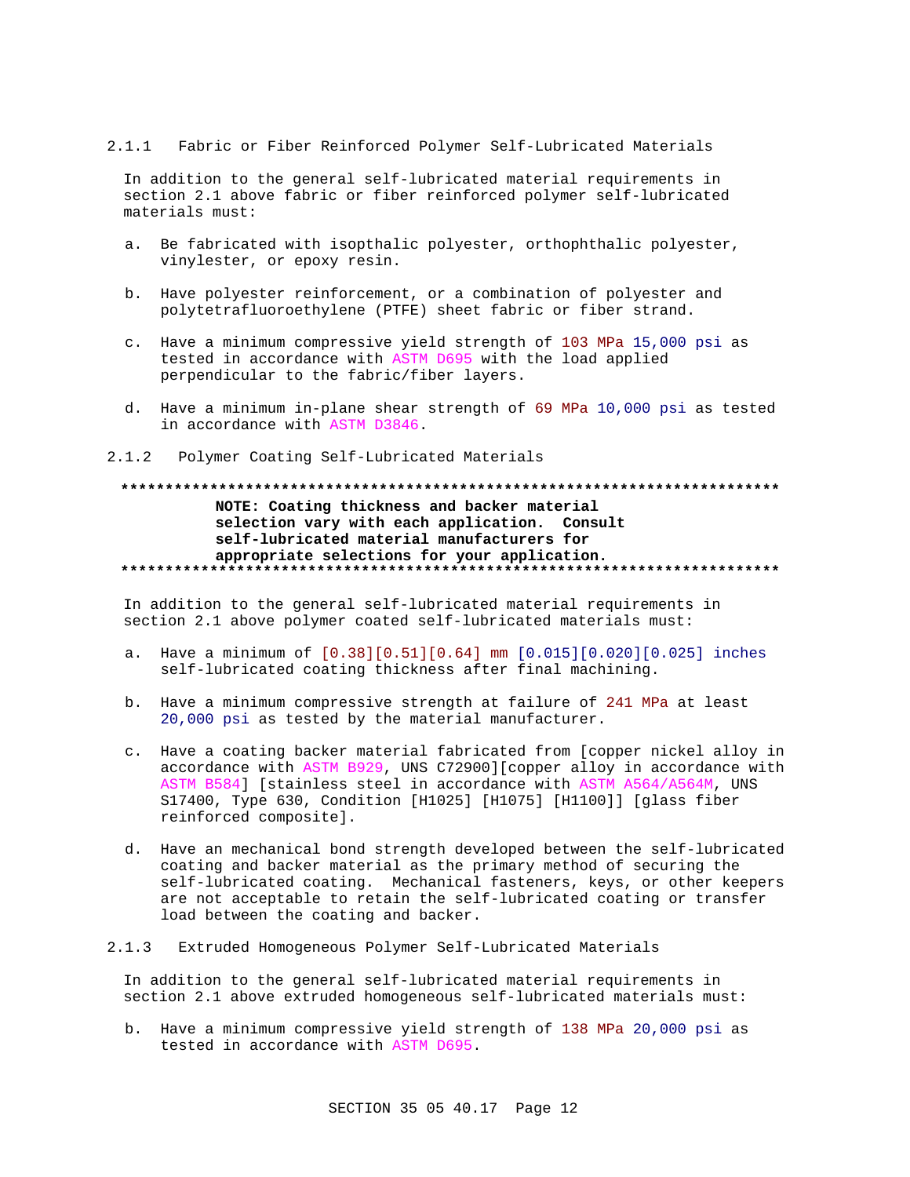#### 2.1.1 Fabric or Fiber Reinforced Polymer Self-Lubricated Materials

In addition to the general self-lubricated material requirements in section 2.1 above fabric or fiber reinforced polymer self-lubricated materials must:

a. Be fabricated with isopthalic polyester, orthophthalic polyester, vinylester, or epoxy resin.

b. Have polyester reinforcement, or a combination of polyester and polytetrafluoroethylene (PTFE) sheet fabric or fiber strand.

c. Have a minimum compressive yield strength of 103 MPa 15,000 psi as tested in accordance with ASTM D695 with the load applied perpendicular to the fabric/fiber layers.

d. Have a minimum in-plane shear strength of 69 MPa 10,000 psi as tested in accordance with ASTM D3846.

#### 2.1.2 Polymer Coating Self-Lubricated Materials

**************************************************************************

**NOTE: Coating thickness and backer material selection vary with each application. Consult self-lubricated material manufacturers for appropriate selections for your application.**

**************************************************************************

In addition to the general self-lubricated material requirements in section 2.1 above polymer coated self-lubricated materials must:

a. Have a minimum of [0.38][0.51][0.64] mm [0.015][0.020][0.025] inches self-lubricated coating thickness after final machining.

b. Have a minimum compressive strength at failure of 241 MPa at least 20,000 psi as tested by the material manufacturer.

c. Have a coating backer material fabricated from [copper nickel alloy in accordance with ASTM B929, UNS C72900][copper alloy in accordance with ASTM B584] [stainless steel in accordance with ASTM A564/A564M, UNS S17400, Type 630, Condition [H1025] [H1075] [H1100]] [glass fiber reinforced composite].

d. Have an mechanical bond strength developed between the self-lubricated coating and backer material as the primary method of securing the self-lubricated coating. Mechanical fasteners, keys, or other keepers are not acceptable to retain the self-lubricated coating or transfer load between the coating and backer.

#### 2.1.3 Extruded Homogeneous Polymer Self-Lubricated Materials

In addition to the general self-lubricated material requirements in section 2.1 above extruded homogeneous self-lubricated materials must:

b. Have a minimum compressive yield strength of 138 MPa 20,000 psi as tested in accordance with ASTM D695.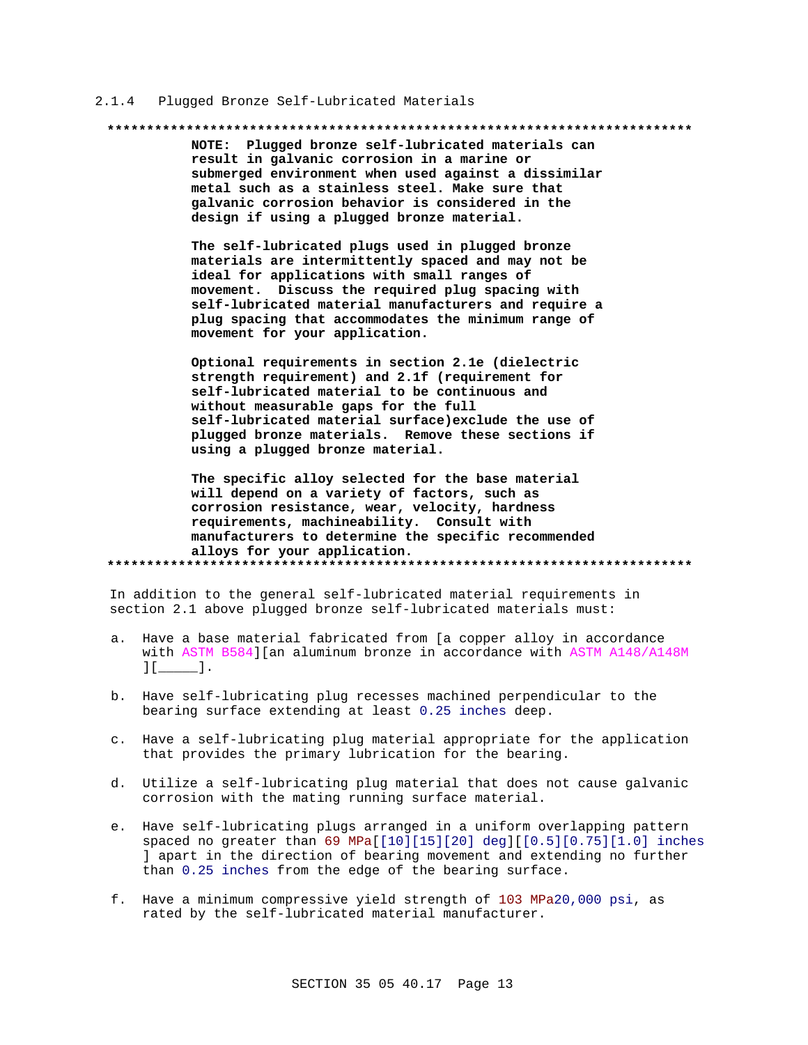### 2.1.4 Plugged Bronze Self-Lubricated Materials

**************************************************************************

**NOTE: Plugged bronze self-lubricated materials can result in galvanic corrosion in a marine or submerged environment when used against a dissimilar metal such as a stainless steel. Make sure that galvanic corrosion behavior is considered in the design if using a plugged bronze material.**

**The self-lubricated plugs used in plugged bronze materials are intermittently spaced and may not be ideal for applications with small ranges of movement. Discuss the required plug spacing with self-lubricated material manufacturers and require a plug spacing that accommodates the minimum range of movement for your application.**

**Optional requirements in section 2.1e (dielectric strength requirement) and 2.1f (requirement for self-lubricated material to be continuous and without measurable gaps for the full self-lubricated material surface)exclude the use of plugged bronze materials. Remove these sections if using a plugged bronze material.**

**The specific alloy selected for the base material will depend on a variety of factors, such as corrosion resistance, wear, velocity, hardness requirements, machineability. Consult with manufacturers to determine the specific recommended alloys for your application.**

**************************************************************************

In addition to the general self-lubricated material requirements in section 2.1 above plugged bronze self-lubricated materials must:

a. Have a base material fabricated from [a copper alloy in accordance with ASTM B584][an aluminum bronze in accordance with ASTM A148/A148M ][_____].

b. Have self-lubricating plug recesses machined perpendicular to the bearing surface extending at least 0.25 inches deep.

c. Have a self-lubricating plug material appropriate for the application that provides the primary lubrication for the bearing.

d. Utilize a self-lubricating plug material that does not cause galvanic corrosion with the mating running surface material.

e. Have self-lubricating plugs arranged in a uniform overlapping pattern spaced no greater than 69 MPa[[10][15][20] deg][[0.5][0.75][1.0] inches ] apart in the direction of bearing movement and extending no further than 0.25 inches from the edge of the bearing surface.

f. Have a minimum compressive yield strength of 103 MPa20,000 psi, as rated by the self-lubricated material manufacturer.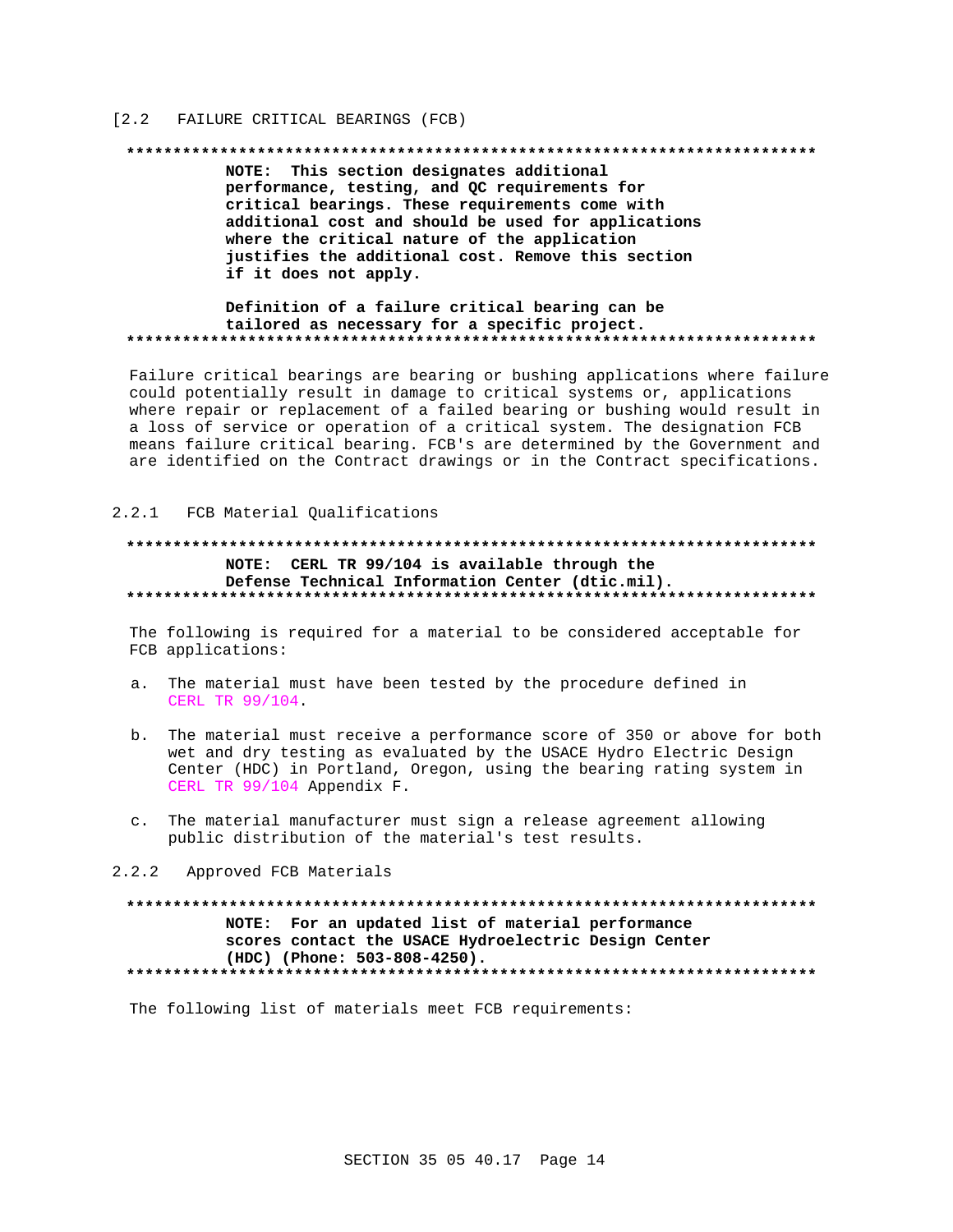[2.2 FAILURE CRITICAL BEARINGS (FCB)

**************************************************************************

**NOTE: This section designates additional performance, testing, and QC requirements for critical bearings. These requirements come with additional cost and should be used for applications where the critical nature of the application justifies the additional cost. Remove this section if it does not apply.**

**Definition of a failure critical bearing can be tailored as necessary for a specific project.**

**************************************************************************

Failure critical bearings are bearing or bushing applications where failure could potentially result in damage to critical systems or, applications where repair or replacement of a failed bearing or bushing would result in a loss of service or operation of a critical system. The designation FCB means failure critical bearing. FCB's are determined by the Government and are identified on the Contract drawings or in the Contract specifications.

2.2.1 FCB Material Qualifications

**************************************************************************

**NOTE: CERL TR 99/104 is available through the Defense Technical Information Center (dtic.mil).**

**************************************************************************

The following is required for a material to be considered acceptable for FCB applications:

a. The material must have been tested by the procedure defined in CERL TR 99/104.

b. The material must receive a performance score of 350 or above for both wet and dry testing as evaluated by the USACE Hydro Electric Design Center (HDC) in Portland, Oregon, using the bearing rating system in CERL TR 99/104 Appendix F.

c. The material manufacturer must sign a release agreement allowing public distribution of the material's test results.

2.2.2 Approved FCB Materials

**************************************************************************

**NOTE: For an updated list of material performance scores contact the USACE Hydroelectric Design Center (HDC) (Phone: 503-808-4250).**

**************************************************************************

The following list of materials meet FCB requirements: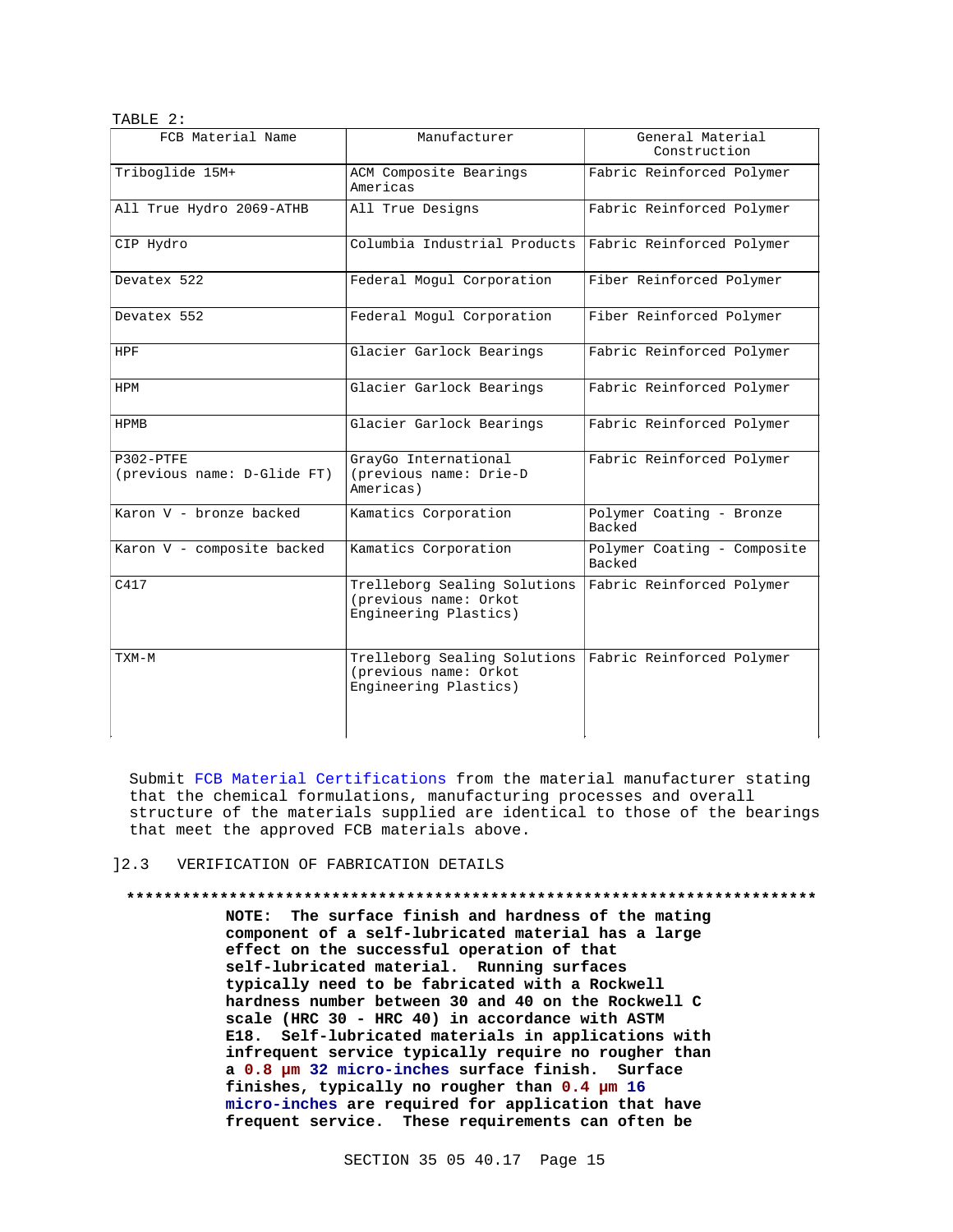TABLE 2:

| FCB Material Name | Manufacturer | General Material Construction |
|---|---|---|
| Triboglide 15M+ | ACM Composite Bearings Americas | Fabric Reinforced Polymer |
| All True Hydro 2069-ATHB | All True Designs | Fabric Reinforced Polymer |
| CIP Hydro | Columbia Industrial Products | Fabric Reinforced Polymer |
| Devatex 522 | Federal Mogul Corporation | Fiber Reinforced Polymer |
| Devatex 552 | Federal Mogul Corporation | Fiber Reinforced Polymer |
| HPF | Glacier Garlock Bearings | Fabric Reinforced Polymer |
| HPM | Glacier Garlock Bearings | Fabric Reinforced Polymer |
| HPMB | Glacier Garlock Bearings | Fabric Reinforced Polymer |
| P302-PTFE (previous name: D-Glide FT) | GrayGo International (previous name: Drie-D Americas) | Fabric Reinforced Polymer |
| Karon V - bronze backed | Kamatics Corporation | Polymer Coating - Bronze Backed |
| Karon V - composite backed | Kamatics Corporation | Polymer Coating - Composite Backed |
| C417 | Trelleborg Sealing Solutions (previous name: Orkot Engineering Plastics) | Fabric Reinforced Polymer |
| TXM-M | Trelleborg Sealing Solutions (previous name: Orkot Engineering Plastics) | Fabric Reinforced Polymer |

Submit FCB Material Certifications from the material manufacturer stating that the chemical formulations, manufacturing processes and overall structure of the materials supplied are identical to those of the bearings that meet the approved FCB materials above.

]2.3 VERIFICATION OF FABRICATION DETAILS

**************************************************************************

**NOTE: The surface finish and hardness of the mating component of a self-lubricated material has a large effect on the successful operation of that self-lubricated material. Running surfaces typically need to be fabricated with a Rockwell hardness number between 30 and 40 on the Rockwell C scale (HRC 30 - HRC 40) in accordance with ASTM E18. Self-lubricated materials in applications with infrequent service typically require no rougher than a 0.8 µm 32 micro-inches surface finish. Surface finishes, typically no rougher than 0.4 µm 16 micro-inches are required for application that have frequent service. These requirements can often be**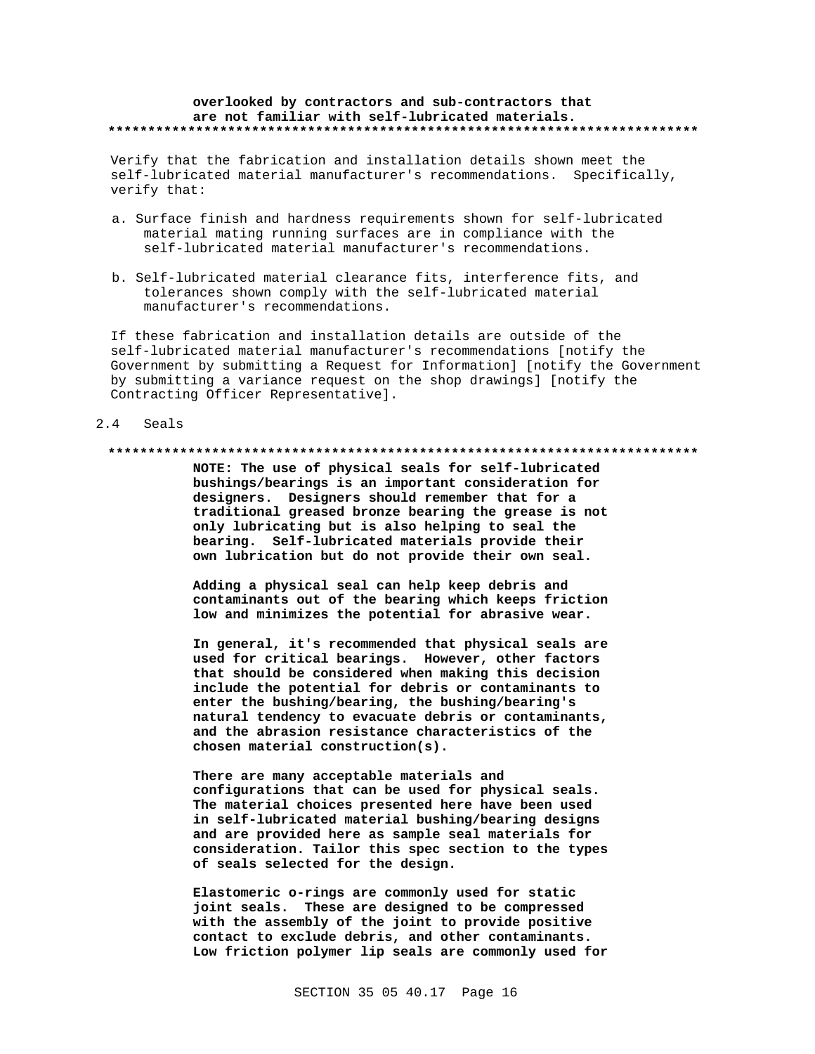**overlooked by contractors and sub-contractors that are not familiar with self-lubricated materials.**
**************************************************************************

Verify that the fabrication and installation details shown meet the self-lubricated material manufacturer's recommendations. Specifically, verify that:

a. Surface finish and hardness requirements shown for self-lubricated material mating running surfaces are in compliance with the self-lubricated material manufacturer's recommendations.

b. Self-lubricated material clearance fits, interference fits, and tolerances shown comply with the self-lubricated material manufacturer's recommendations.

If these fabrication and installation details are outside of the self-lubricated material manufacturer's recommendations [notify the Government by submitting a Request for Information] [notify the Government by submitting a variance request on the shop drawings] [notify the Contracting Officer Representative].

## 2.4 Seals

**************************************************************************

**NOTE: The use of physical seals for self-lubricated bushings/bearings is an important consideration for designers. Designers should remember that for a traditional greased bronze bearing the grease is not only lubricating but is also helping to seal the bearing. Self-lubricated materials provide their own lubrication but do not provide their own seal.**

**Adding a physical seal can help keep debris and contaminants out of the bearing which keeps friction low and minimizes the potential for abrasive wear.**

**In general, it's recommended that physical seals are used for critical bearings. However, other factors that should be considered when making this decision include the potential for debris or contaminants to enter the bushing/bearing, the bushing/bearing's natural tendency to evacuate debris or contaminants, and the abrasion resistance characteristics of the chosen material construction(s).**

**There are many acceptable materials and configurations that can be used for physical seals. The material choices presented here have been used in self-lubricated material bushing/bearing designs and are provided here as sample seal materials for consideration. Tailor this spec section to the types of seals selected for the design.**

**Elastomeric o-rings are commonly used for static joint seals. These are designed to be compressed with the assembly of the joint to provide positive contact to exclude debris, and other contaminants. Low friction polymer lip seals are commonly used for**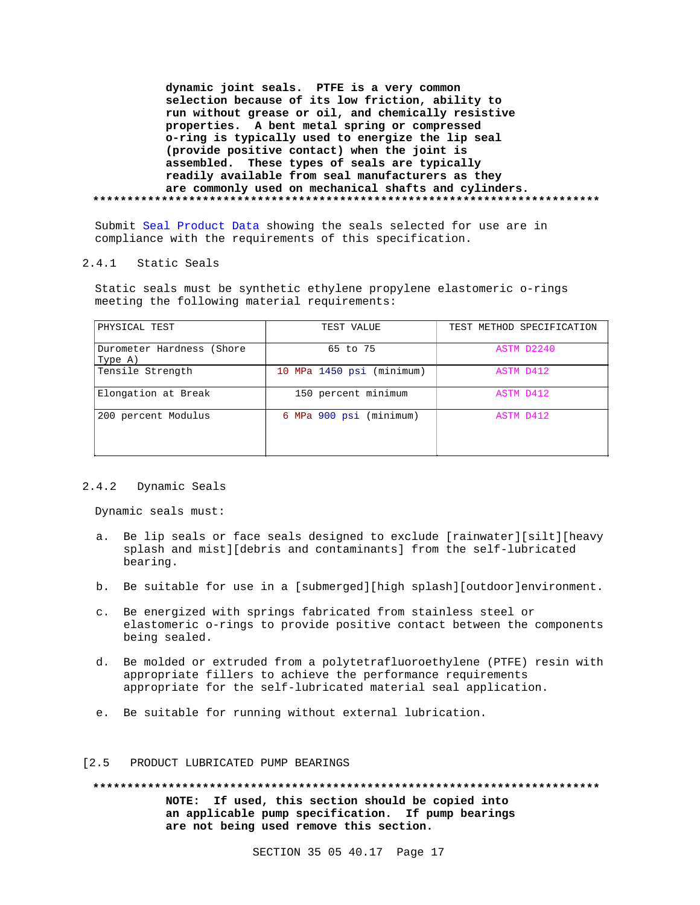dynamic joint seals. PTFE is a very common selection because of its low friction, ability to run without grease or oil, and chemically resistive properties. A bent metal spring or compressed o-ring is typically used to energize the lip seal (provide positive contact) when the joint is assembled. These types of seals are typically readily available from seal manufacturers as they are commonly used on mechanical shafts and cylinders.

**************************************************************************

Submit Seal Product Data showing the seals selected for use are in compliance with the requirements of this specification.

### 2.4.1 Static Seals

Static seals must be synthetic ethylene propylene elastomeric o-rings meeting the following material requirements:

| PHYSICAL TEST | TEST VALUE | TEST METHOD SPECIFICATION |
|---|---|---|
| Durometer Hardness (Shore Type A) | 65 to 75 | ASTM D2240 |
| Tensile Strength | 10 MPa 1450 psi (minimum) | ASTM D412 |
| Elongation at Break | 150 percent minimum | ASTM D412 |
| 200 percent Modulus | 6 MPa 900 psi (minimum) | ASTM D412 |

### 2.4.2 Dynamic Seals

Dynamic seals must:

a. Be lip seals or face seals designed to exclude [rainwater][silt][heavy splash and mist][debris and contaminants] from the self-lubricated bearing.

b. Be suitable for use in a [submerged][high splash][outdoor]environment.

c. Be energized with springs fabricated from stainless steel or elastomeric o-rings to provide positive contact between the components being sealed.

d. Be molded or extruded from a polytetrafluoroethylene (PTFE) resin with appropriate fillers to achieve the performance requirements appropriate for the self-lubricated material seal application.

e. Be suitable for running without external lubrication.

## [2.5 PRODUCT LUBRICATED PUMP BEARINGS

**************************************************************************

**NOTE: If used, this section should be copied into an applicable pump specification. If pump bearings are not being used remove this section.**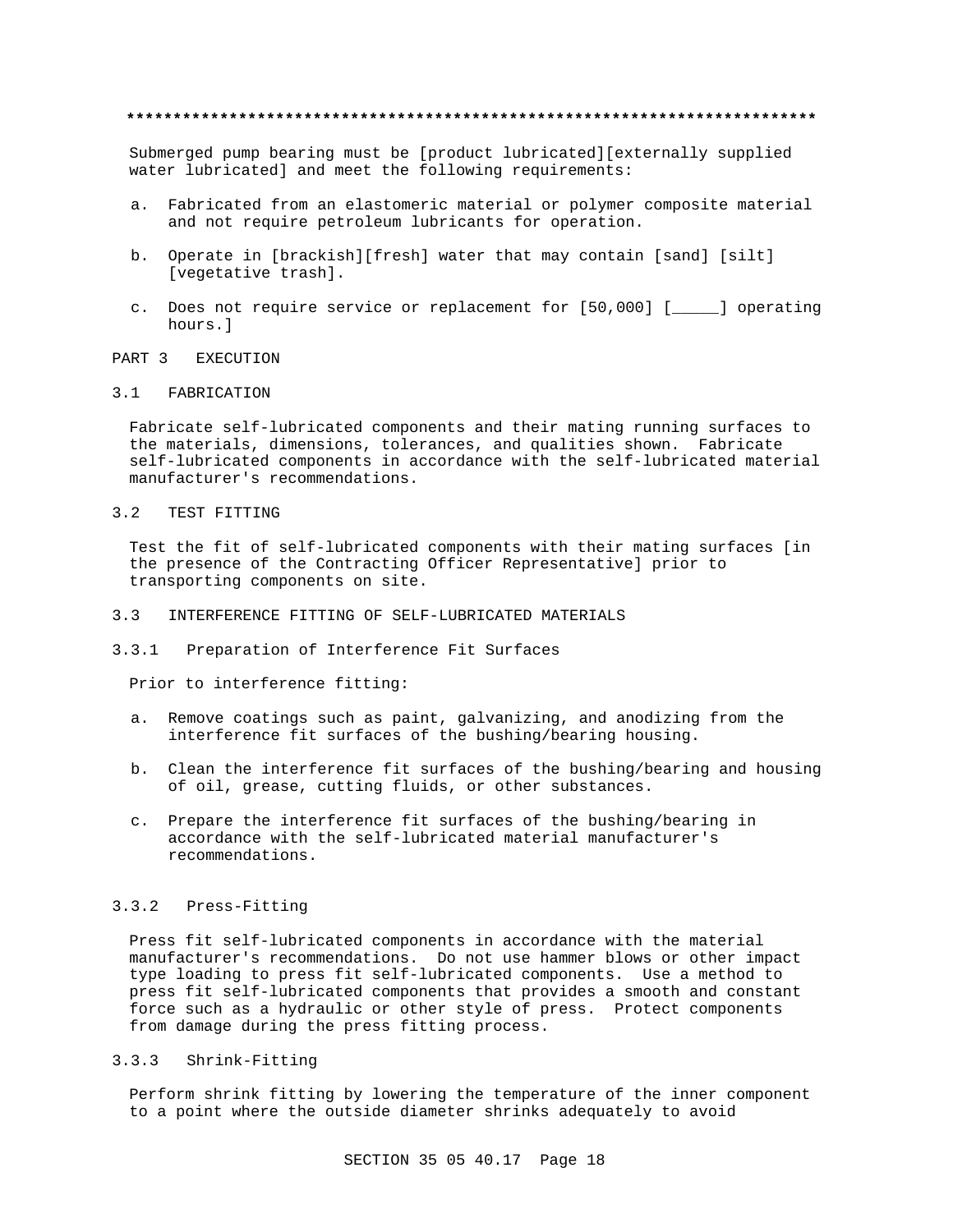**************************************************************************

Submerged pump bearing must be [product lubricated][externally supplied water lubricated] and meet the following requirements:

a. Fabricated from an elastomeric material or polymer composite material and not require petroleum lubricants for operation.

b. Operate in [brackish][fresh] water that may contain [sand] [silt] [vegetative trash].

c. Does not require service or replacement for [50,000] [_____] operating hours.]

# PART 3 EXECUTION

## 3.1 FABRICATION

Fabricate self-lubricated components and their mating running surfaces to the materials, dimensions, tolerances, and qualities shown. Fabricate self-lubricated components in accordance with the self-lubricated material manufacturer's recommendations.

## 3.2 TEST FITTING

Test the fit of self-lubricated components with their mating surfaces [in the presence of the Contracting Officer Representative] prior to transporting components on site.

## 3.3 INTERFERENCE FITTING OF SELF-LUBRICATED MATERIALS

### 3.3.1 Preparation of Interference Fit Surfaces

Prior to interference fitting:

a. Remove coatings such as paint, galvanizing, and anodizing from the interference fit surfaces of the bushing/bearing housing.

b. Clean the interference fit surfaces of the bushing/bearing and housing of oil, grease, cutting fluids, or other substances.

c. Prepare the interference fit surfaces of the bushing/bearing in accordance with the self-lubricated material manufacturer's recommendations.

### 3.3.2 Press-Fitting

Press fit self-lubricated components in accordance with the material manufacturer's recommendations. Do not use hammer blows or other impact type loading to press fit self-lubricated components. Use a method to press fit self-lubricated components that provides a smooth and constant force such as a hydraulic or other style of press. Protect components from damage during the press fitting process.

### 3.3.3 Shrink-Fitting

Perform shrink fitting by lowering the temperature of the inner component to a point where the outside diameter shrinks adequately to avoid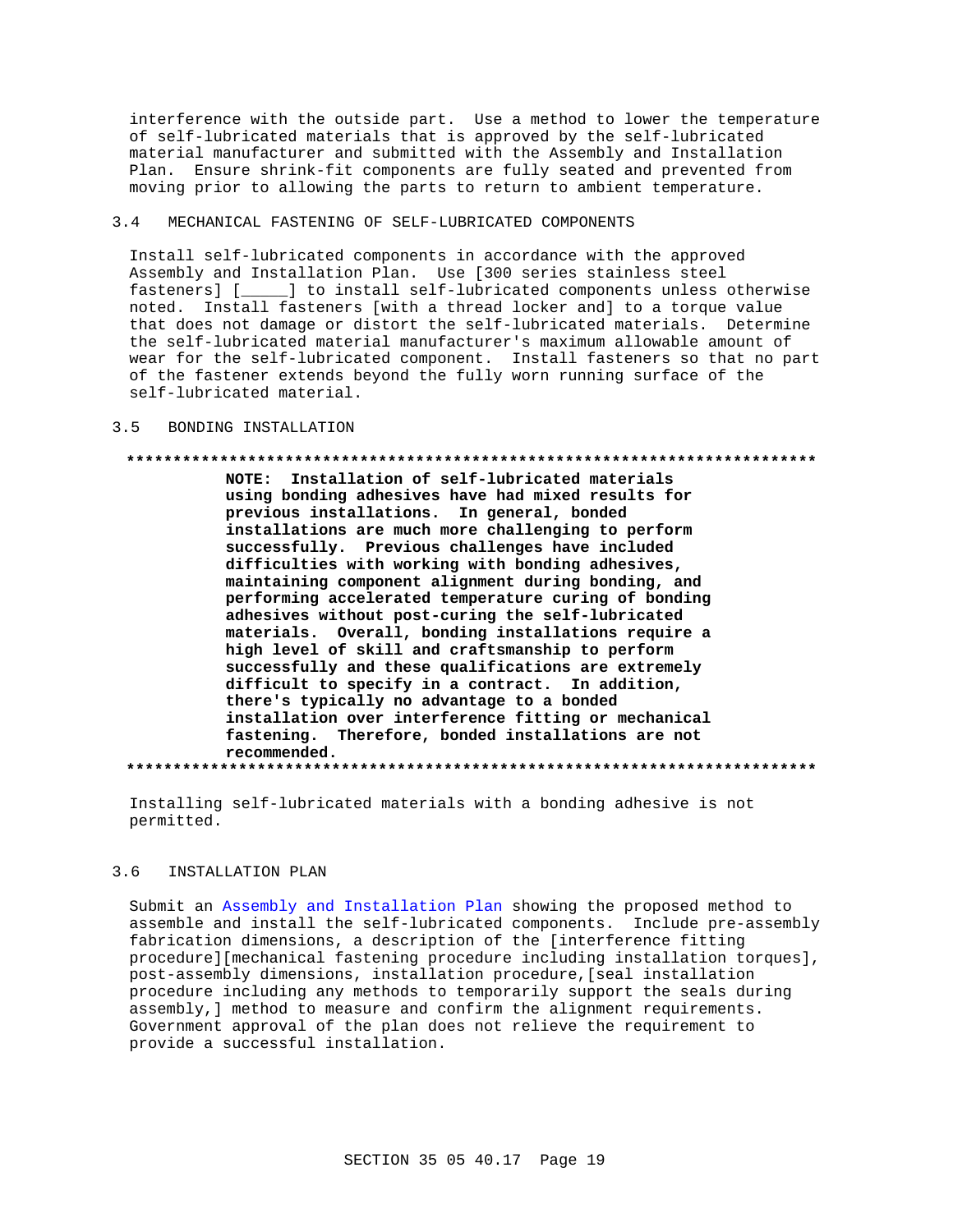interference with the outside part. Use a method to lower the temperature of self-lubricated materials that is approved by the self-lubricated material manufacturer and submitted with the Assembly and Installation Plan. Ensure shrink-fit components are fully seated and prevented from moving prior to allowing the parts to return to ambient temperature.

## 3.4 MECHANICAL FASTENING OF SELF-LUBRICATED COMPONENTS

Install self-lubricated components in accordance with the approved Assembly and Installation Plan. Use [300 series stainless steel fasteners] [_____] to install self-lubricated components unless otherwise noted. Install fasteners [with a thread locker and] to a torque value that does not damage or distort the self-lubricated materials. Determine the self-lubricated material manufacturer's maximum allowable amount of wear for the self-lubricated component. Install fasteners so that no part of the fastener extends beyond the fully worn running surface of the self-lubricated material.

## 3.5 BONDING INSTALLATION

**************************************************************************

**NOTE: Installation of self-lubricated materials using bonding adhesives have had mixed results for previous installations. In general, bonded installations are much more challenging to perform successfully. Previous challenges have included difficulties with working with bonding adhesives, maintaining component alignment during bonding, and performing accelerated temperature curing of bonding adhesives without post-curing the self-lubricated materials. Overall, bonding installations require a high level of skill and craftsmanship to perform successfully and these qualifications are extremely difficult to specify in a contract. In addition, there's typically no advantage to a bonded installation over interference fitting or mechanical fastening. Therefore, bonded installations are not recommended.**

**************************************************************************

Installing self-lubricated materials with a bonding adhesive is not permitted.

## 3.6 INSTALLATION PLAN

Submit an Assembly and Installation Plan showing the proposed method to assemble and install the self-lubricated components. Include pre-assembly fabrication dimensions, a description of the [interference fitting procedure][mechanical fastening procedure including installation torques], post-assembly dimensions, installation procedure,[seal installation procedure including any methods to temporarily support the seals during assembly,] method to measure and confirm the alignment requirements. Government approval of the plan does not relieve the requirement to provide a successful installation.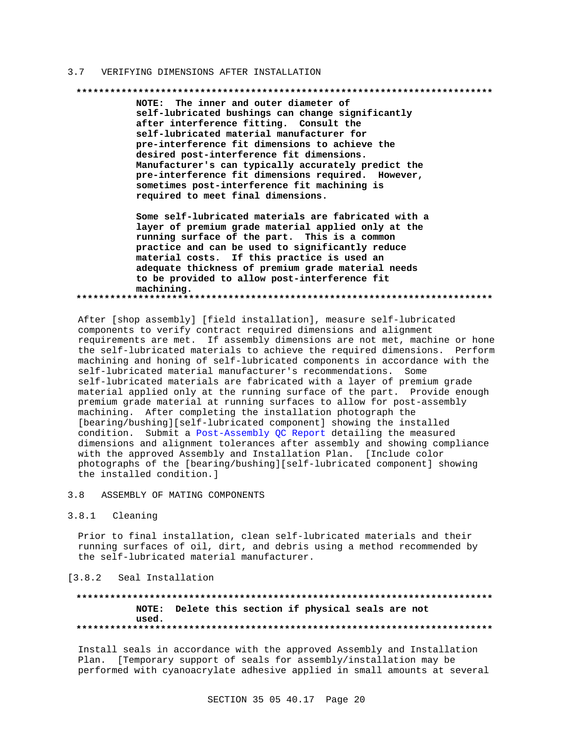## 3.7 VERIFYING DIMENSIONS AFTER INSTALLATION

**************************************************************************

**NOTE: The inner and outer diameter of self-lubricated bushings can change significantly after interference fitting. Consult the self-lubricated material manufacturer for pre-interference fit dimensions to achieve the desired post-interference fit dimensions. Manufacturer's can typically accurately predict the pre-interference fit dimensions required. However, sometimes post-interference fit machining is required to meet final dimensions.**

**Some self-lubricated materials are fabricated with a layer of premium grade material applied only at the running surface of the part. This is a common practice and can be used to significantly reduce material costs. If this practice is used an adequate thickness of premium grade material needs to be provided to allow post-interference fit machining.**

**************************************************************************

After [shop assembly] [field installation], measure self-lubricated components to verify contract required dimensions and alignment requirements are met. If assembly dimensions are not met, machine or hone the self-lubricated materials to achieve the required dimensions. Perform machining and honing of self-lubricated components in accordance with the self-lubricated material manufacturer's recommendations. Some self-lubricated materials are fabricated with a layer of premium grade material applied only at the running surface of the part. Provide enough premium grade material at running surfaces to allow for post-assembly machining. After completing the installation photograph the [bearing/bushing][self-lubricated component] showing the installed condition. Submit a Post-Assembly QC Report detailing the measured dimensions and alignment tolerances after assembly and showing compliance with the approved Assembly and Installation Plan. [Include color photographs of the [bearing/bushing][self-lubricated component] showing the installed condition.]

## 3.8 ASSEMBLY OF MATING COMPONENTS

### 3.8.1 Cleaning

Prior to final installation, clean self-lubricated materials and their running surfaces of oil, dirt, and debris using a method recommended by the self-lubricated material manufacturer.

### [3.8.2 Seal Installation

**************************************************************************

**NOTE: Delete this section if physical seals are not used.**

**************************************************************************

Install seals in accordance with the approved Assembly and Installation Plan. [Temporary support of seals for assembly/installation may be performed with cyanoacrylate adhesive applied in small amounts at several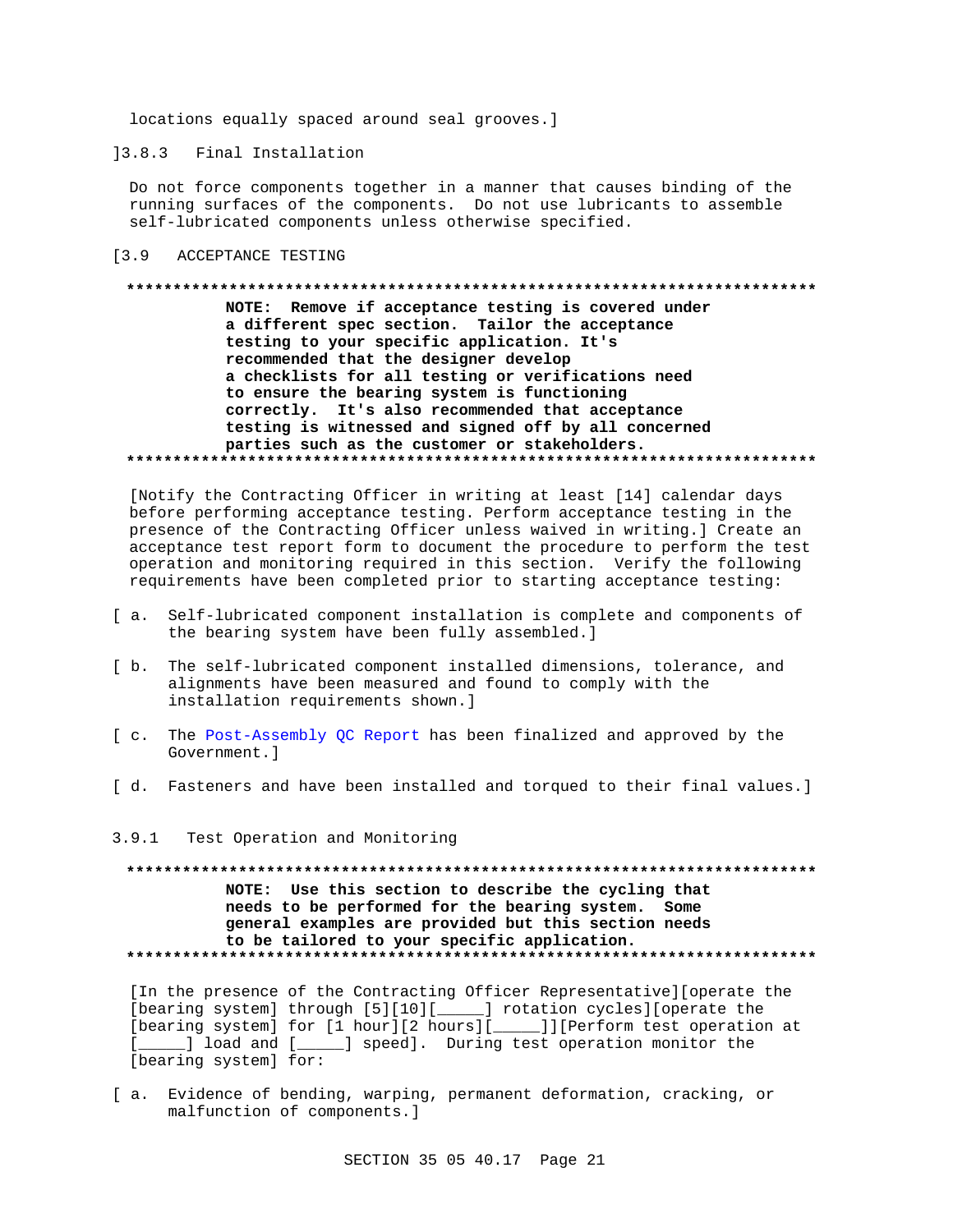locations equally spaced around seal grooves.]

]3.8.3 Final Installation

Do not force components together in a manner that causes binding of the running surfaces of the components. Do not use lubricants to assemble self-lubricated components unless otherwise specified.

[3.9 ACCEPTANCE TESTING

**************************************************************************

**NOTE: Remove if acceptance testing is covered under a different spec section. Tailor the acceptance testing to your specific application. It's recommended that the designer develop a checklists for all testing or verifications need to ensure the bearing system is functioning correctly. It's also recommended that acceptance testing is witnessed and signed off by all concerned parties such as the customer or stakeholders.**

**************************************************************************

[Notify the Contracting Officer in writing at least [14] calendar days before performing acceptance testing. Perform acceptance testing in the presence of the Contracting Officer unless waived in writing.] Create an acceptance test report form to document the procedure to perform the test operation and monitoring required in this section. Verify the following requirements have been completed prior to starting acceptance testing:

[ a. Self-lubricated component installation is complete and components of the bearing system have been fully assembled.]

[ b. The self-lubricated component installed dimensions, tolerance, and alignments have been measured and found to comply with the installation requirements shown.]

[ c. The Post-Assembly QC Report has been finalized and approved by the Government.]

[ d. Fasteners and have been installed and torqued to their final values.]

3.9.1 Test Operation and Monitoring

**************************************************************************

**NOTE: Use this section to describe the cycling that needs to be performed for the bearing system. Some general examples are provided but this section needs to be tailored to your specific application.**

**************************************************************************

[In the presence of the Contracting Officer Representative][operate the [bearing system] through [5][10][_____] rotation cycles][operate the [bearing system] for [1 hour][2 hours][_____]][Perform test operation at [_____] load and [_____] speed]. During test operation monitor the [bearing system] for:

[ a. Evidence of bending, warping, permanent deformation, cracking, or malfunction of components.]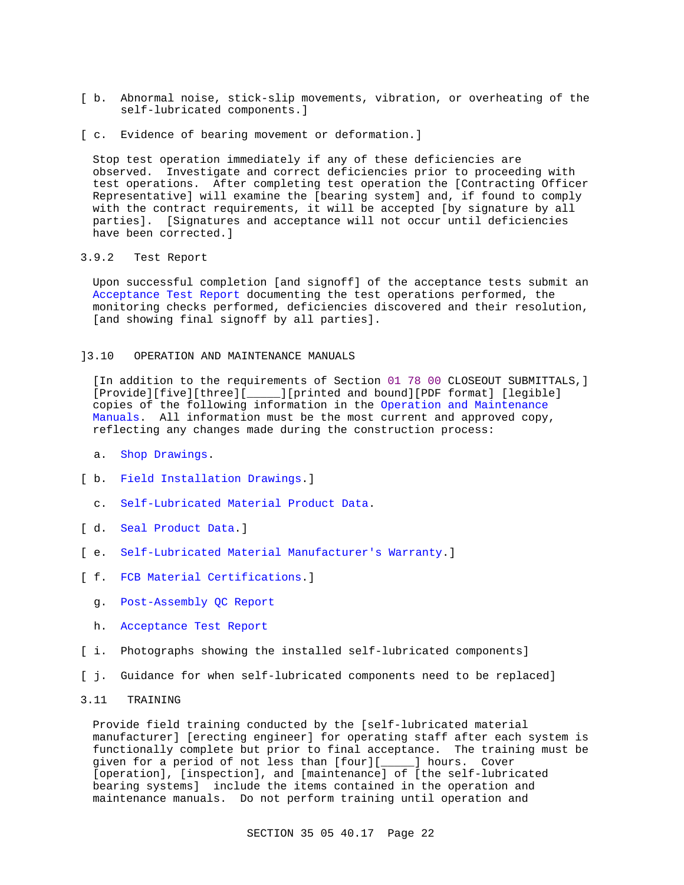[ b. Abnormal noise, stick-slip movements, vibration, or overheating of the self-lubricated components.]

[ c. Evidence of bearing movement or deformation.]

Stop test operation immediately if any of these deficiencies are observed. Investigate and correct deficiencies prior to proceeding with test operations. After completing test operation the [Contracting Officer Representative] will examine the [bearing system] and, if found to comply with the contract requirements, it will be accepted [by signature by all parties]. [Signatures and acceptance will not occur until deficiencies have been corrected.]

3.9.2 Test Report

Upon successful completion [and signoff] of the acceptance tests submit an Acceptance Test Report documenting the test operations performed, the monitoring checks performed, deficiencies discovered and their resolution, [and showing final signoff by all parties].

]3.10 OPERATION AND MAINTENANCE MANUALS

[In addition to the requirements of Section 01 78 00 CLOSEOUT SUBMITTALS,] [Provide][five][three][_____][printed and bound][PDF format] [legible] copies of the following information in the Operation and Maintenance Manuals. All information must be the most current and approved copy, reflecting any changes made during the construction process:

a. Shop Drawings.

[ b. Field Installation Drawings.]

c. Self-Lubricated Material Product Data.

[ d. Seal Product Data.]

[ e. Self-Lubricated Material Manufacturer's Warranty.]

[ f. FCB Material Certifications.]

g. Post-Assembly QC Report

h. Acceptance Test Report

[ i. Photographs showing the installed self-lubricated components]

[ j. Guidance for when self-lubricated components need to be replaced]

3.11 TRAINING

Provide field training conducted by the [self-lubricated material manufacturer] [erecting engineer] for operating staff after each system is functionally complete but prior to final acceptance. The training must be given for a period of not less than [four][_____] hours. Cover [operation], [inspection], and [maintenance] of [the self-lubricated bearing systems] include the items contained in the operation and maintenance manuals. Do not perform training until operation and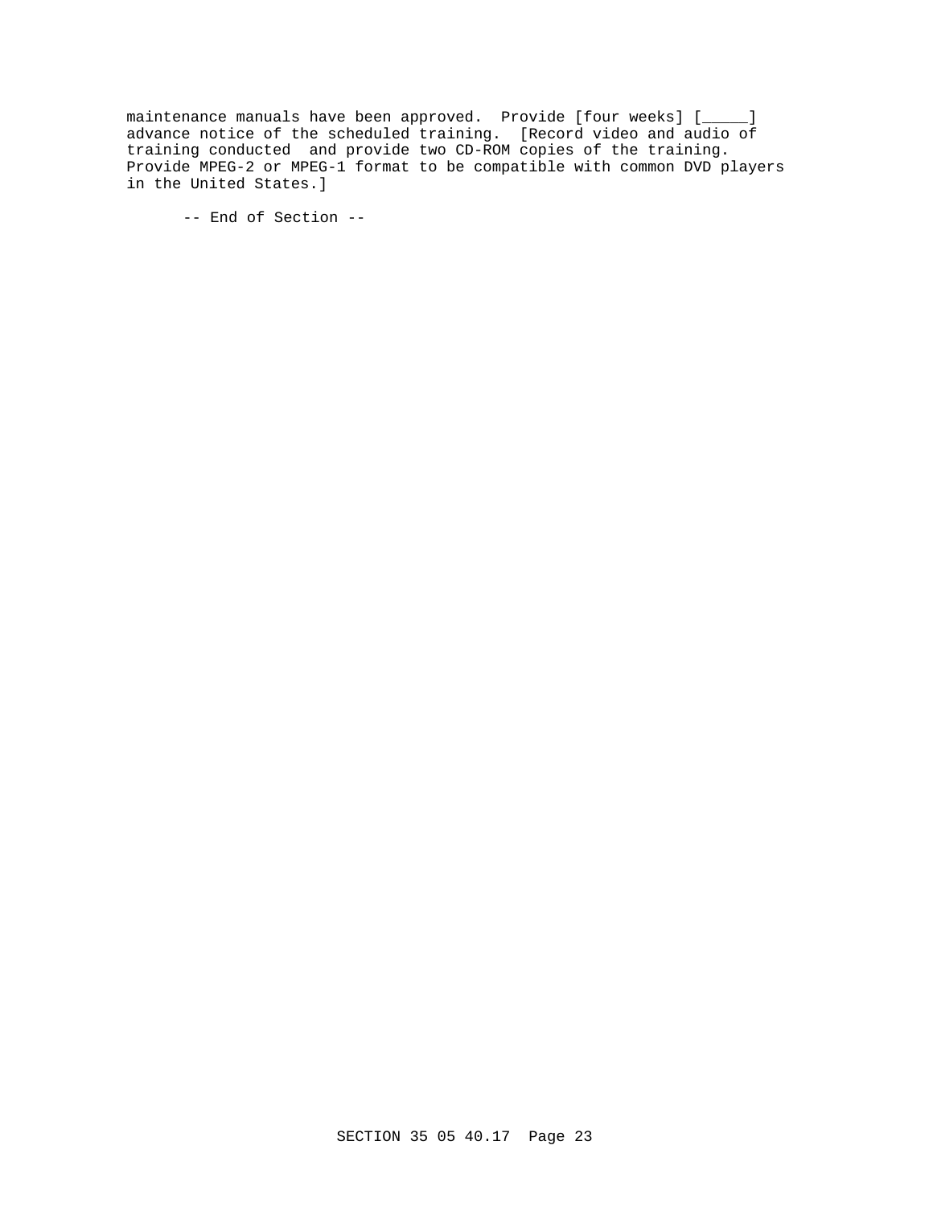maintenance manuals have been approved. Provide [four weeks] [_____] advance notice of the scheduled training. [Record video and audio of training conducted and provide two CD-ROM copies of the training. Provide MPEG-2 or MPEG-1 format to be compatible with common DVD players in the United States.]

-- End of Section --